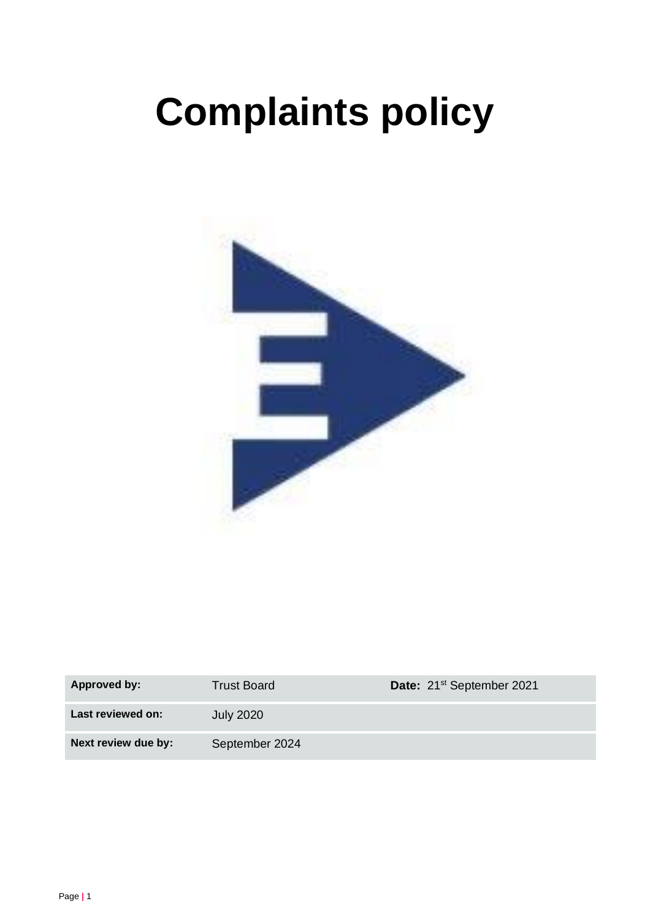# Complaints policy

| Approved by: | Trust Board | Date: 21st September 2021 |
| --- | --- | --- |
| Last reviewed on: | July 2020 | |
| Next review due by: | September 2024 | |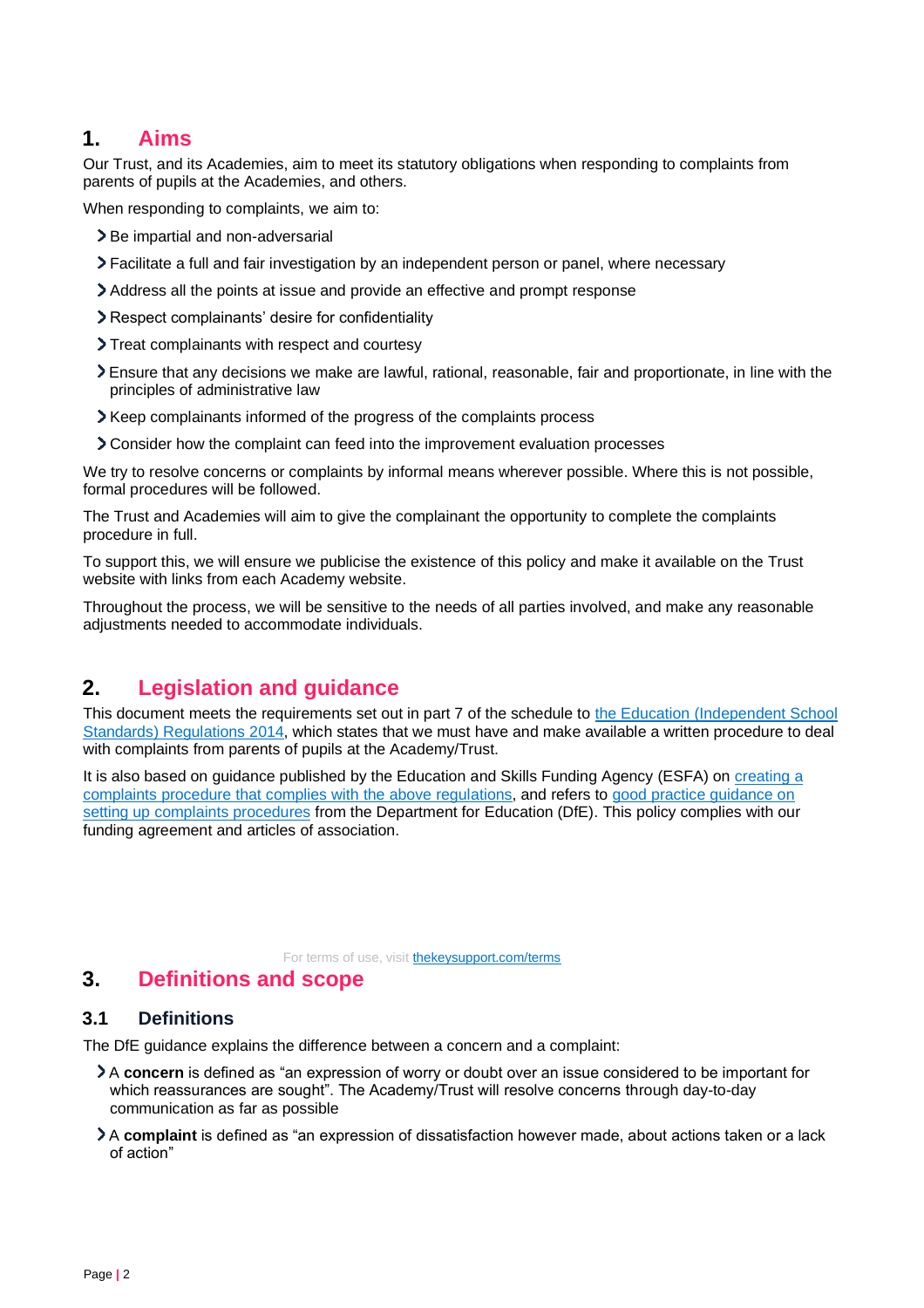## 1. Aims

Our Trust, and its Academies, aim to meet its statutory obligations when responding to complaints from parents of pupils at the Academies, and others.

When responding to complaints, we aim to:

- Be impartial and non-adversarial
- Facilitate a full and fair investigation by an independent person or panel, where necessary
- Address all the points at issue and provide an effective and prompt response
- Respect complainants' desire for confidentiality
- Treat complainants with respect and courtesy
- Ensure that any decisions we make are lawful, rational, reasonable, fair and proportionate, in line with the principles of administrative law
- Keep complainants informed of the progress of the complaints process
- Consider how the complaint can feed into the improvement evaluation processes

We try to resolve concerns or complaints by informal means wherever possible. Where this is not possible, formal procedures will be followed.

The Trust and Academies will aim to give the complainant the opportunity to complete the complaints procedure in full.

To support this, we will ensure we publicise the existence of this policy and make it available on the Trust website with links from each Academy website.

Throughout the process, we will be sensitive to the needs of all parties involved, and make any reasonable adjustments needed to accommodate individuals.

## 2. Legislation and guidance

This document meets the requirements set out in part 7 of the schedule to the Education (Independent School Standards) Regulations 2014, which states that we must have and make available a written procedure to deal with complaints from parents of pupils at the Academy/Trust.

It is also based on guidance published by the Education and Skills Funding Agency (ESFA) on creating a complaints procedure that complies with the above regulations, and refers to good practice guidance on setting up complaints procedures from the Department for Education (DfE). This policy complies with our funding agreement and articles of association.

For terms of use, visit thekeysupport.com/terms

## 3. Definitions and scope

### 3.1 Definitions

The DfE guidance explains the difference between a concern and a complaint:

- A **concern** is defined as "an expression of worry or doubt over an issue considered to be important for which reassurances are sought". The Academy/Trust will resolve concerns through day-to-day communication as far as possible
- A **complaint** is defined as "an expression of dissatisfaction however made, about actions taken or a lack of action"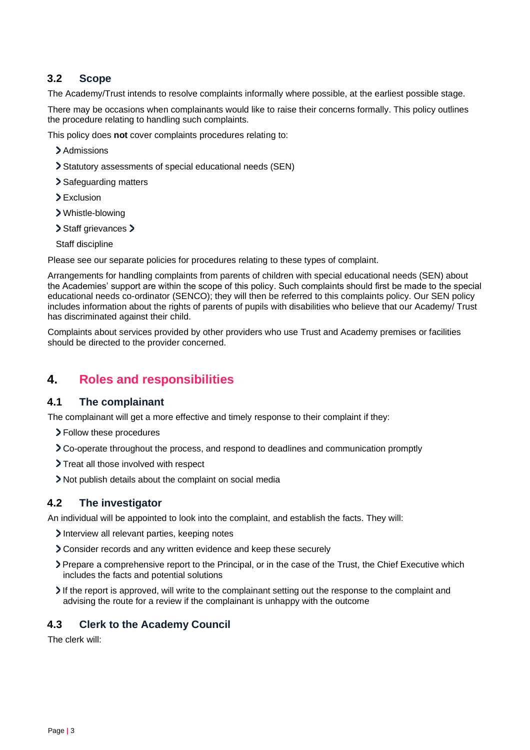### 3.2 Scope

The Academy/Trust intends to resolve complaints informally where possible, at the earliest possible stage.

There may be occasions when complainants would like to raise their concerns formally. This policy outlines the procedure relating to handling such complaints.

This policy does **not** cover complaints procedures relating to:

- Admissions
- Statutory assessments of special educational needs (SEN)
- Safeguarding matters
- Exclusion
- Whistle-blowing
- Staff grievances
- Staff discipline

Please see our separate policies for procedures relating to these types of complaint.

Arrangements for handling complaints from parents of children with special educational needs (SEN) about the Academies' support are within the scope of this policy. Such complaints should first be made to the special educational needs co-ordinator (SENCO); they will then be referred to this complaints policy. Our SEN policy includes information about the rights of parents of pupils with disabilities who believe that our Academy/ Trust has discriminated against their child.

Complaints about services provided by other providers who use Trust and Academy premises or facilities should be directed to the provider concerned.

## 4. Roles and responsibilities

### 4.1 The complainant

The complainant will get a more effective and timely response to their complaint if they:

- Follow these procedures
- Co-operate throughout the process, and respond to deadlines and communication promptly
- Treat all those involved with respect
- Not publish details about the complaint on social media

### 4.2 The investigator

An individual will be appointed to look into the complaint, and establish the facts. They will:

- Interview all relevant parties, keeping notes
- Consider records and any written evidence and keep these securely
- Prepare a comprehensive report to the Principal, or in the case of the Trust, the Chief Executive which includes the facts and potential solutions
- If the report is approved, will write to the complainant setting out the response to the complaint and advising the route for a review if the complainant is unhappy with the outcome

### 4.3 Clerk to the Academy Council

The clerk will: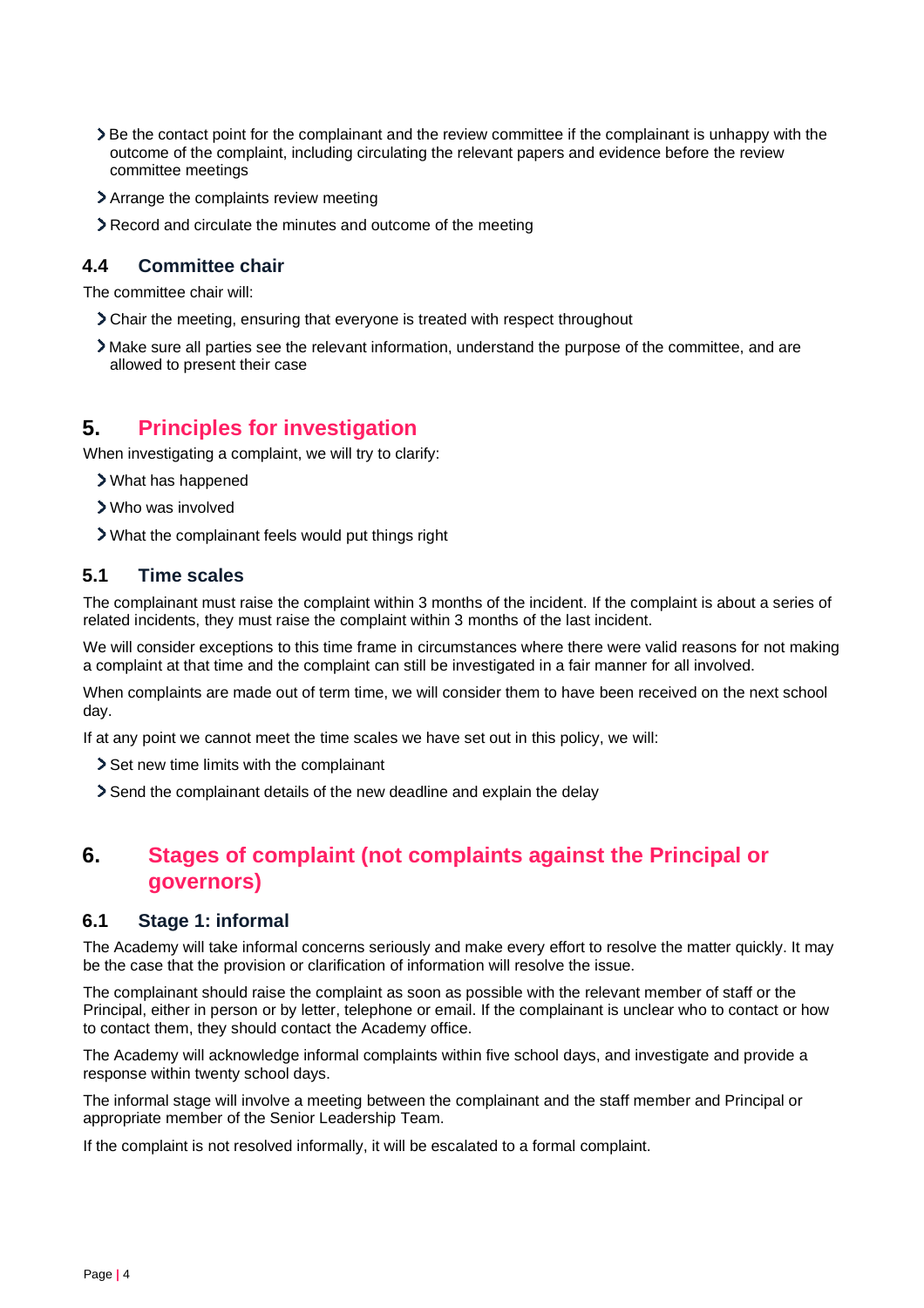- Be the contact point for the complainant and the review committee if the complainant is unhappy with the outcome of the complaint, including circulating the relevant papers and evidence before the review committee meetings
- Arrange the complaints review meeting
- Record and circulate the minutes and outcome of the meeting

### 4.4 Committee chair

The committee chair will:

- Chair the meeting, ensuring that everyone is treated with respect throughout
- Make sure all parties see the relevant information, understand the purpose of the committee, and are allowed to present their case

## 5. Principles for investigation

When investigating a complaint, we will try to clarify:

- What has happened
- Who was involved
- What the complainant feels would put things right

### 5.1 Time scales

The complainant must raise the complaint within 3 months of the incident. If the complaint is about a series of related incidents, they must raise the complaint within 3 months of the last incident.

We will consider exceptions to this time frame in circumstances where there were valid reasons for not making a complaint at that time and the complaint can still be investigated in a fair manner for all involved.

When complaints are made out of term time, we will consider them to have been received on the next school day.

If at any point we cannot meet the time scales we have set out in this policy, we will:

- Set new time limits with the complainant
- Send the complainant details of the new deadline and explain the delay

## 6. Stages of complaint (not complaints against the Principal or governors)

### 6.1 Stage 1: informal

The Academy will take informal concerns seriously and make every effort to resolve the matter quickly. It may be the case that the provision or clarification of information will resolve the issue.

The complainant should raise the complaint as soon as possible with the relevant member of staff or the Principal, either in person or by letter, telephone or email. If the complainant is unclear who to contact or how to contact them, they should contact the Academy office.

The Academy will acknowledge informal complaints within five school days, and investigate and provide a response within twenty school days.

The informal stage will involve a meeting between the complainant and the staff member and Principal or appropriate member of the Senior Leadership Team.

If the complaint is not resolved informally, it will be escalated to a formal complaint.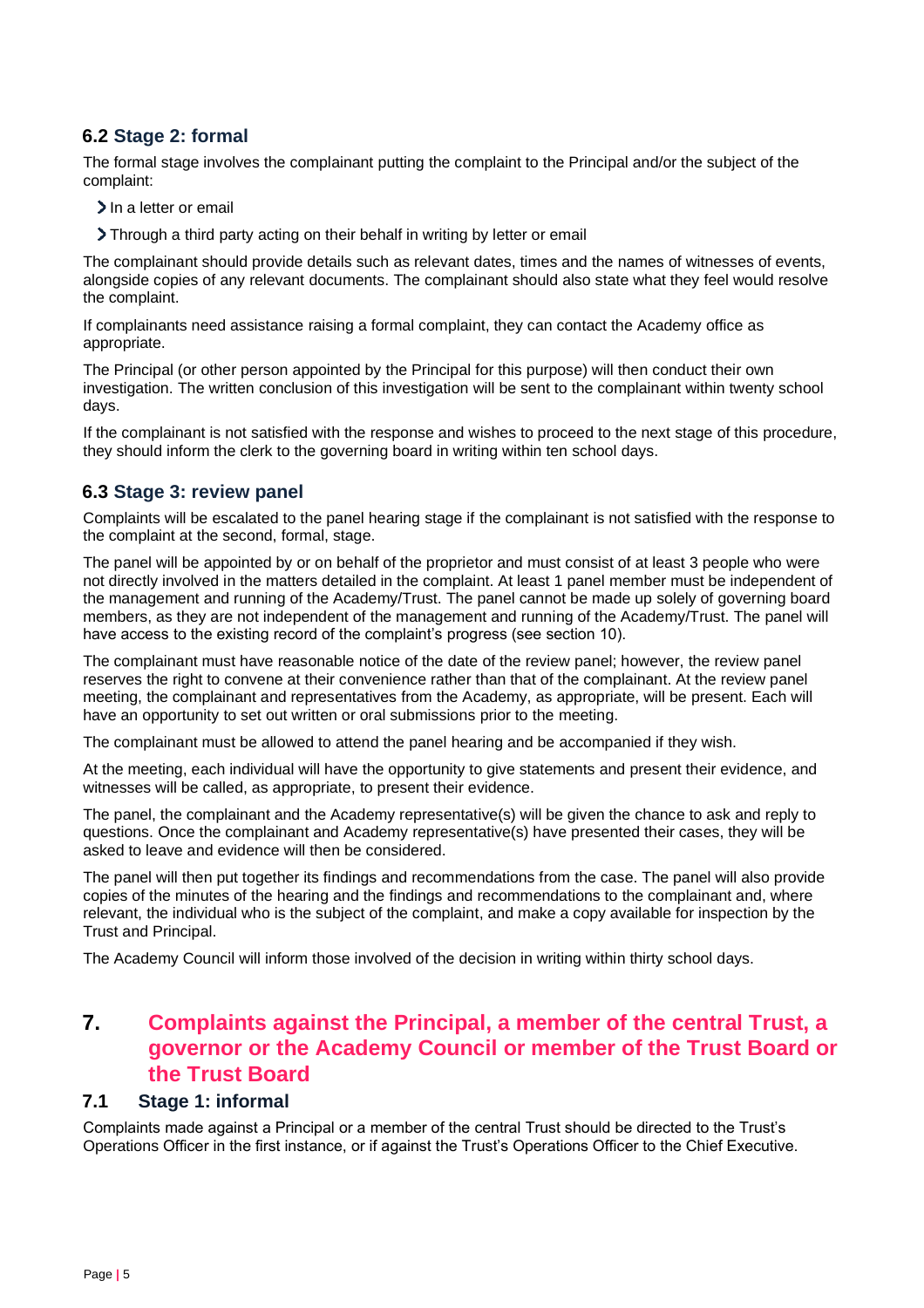### 6.2 Stage 2: formal

The formal stage involves the complainant putting the complaint to the Principal and/or the subject of the complaint:

- In a letter or email
- Through a third party acting on their behalf in writing by letter or email

The complainant should provide details such as relevant dates, times and the names of witnesses of events, alongside copies of any relevant documents. The complainant should also state what they feel would resolve the complaint.

If complainants need assistance raising a formal complaint, they can contact the Academy office as appropriate.

The Principal (or other person appointed by the Principal for this purpose) will then conduct their own investigation. The written conclusion of this investigation will be sent to the complainant within twenty school days.

If the complainant is not satisfied with the response and wishes to proceed to the next stage of this procedure, they should inform the clerk to the governing board in writing within ten school days.

### 6.3 Stage 3: review panel

Complaints will be escalated to the panel hearing stage if the complainant is not satisfied with the response to the complaint at the second, formal, stage.

The panel will be appointed by or on behalf of the proprietor and must consist of at least 3 people who were not directly involved in the matters detailed in the complaint. At least 1 panel member must be independent of the management and running of the Academy/Trust. The panel cannot be made up solely of governing board members, as they are not independent of the management and running of the Academy/Trust. The panel will have access to the existing record of the complaint's progress (see section 10).

The complainant must have reasonable notice of the date of the review panel; however, the review panel reserves the right to convene at their convenience rather than that of the complainant. At the review panel meeting, the complainant and representatives from the Academy, as appropriate, will be present. Each will have an opportunity to set out written or oral submissions prior to the meeting.

The complainant must be allowed to attend the panel hearing and be accompanied if they wish.

At the meeting, each individual will have the opportunity to give statements and present their evidence, and witnesses will be called, as appropriate, to present their evidence.

The panel, the complainant and the Academy representative(s) will be given the chance to ask and reply to questions. Once the complainant and Academy representative(s) have presented their cases, they will be asked to leave and evidence will then be considered.

The panel will then put together its findings and recommendations from the case. The panel will also provide copies of the minutes of the hearing and the findings and recommendations to the complainant and, where relevant, the individual who is the subject of the complaint, and make a copy available for inspection by the Trust and Principal.

The Academy Council will inform those involved of the decision in writing within thirty school days.

## 7. Complaints against the Principal, a member of the central Trust, a governor or the Academy Council or member of the Trust Board or the Trust Board

### 7.1 Stage 1: informal

Complaints made against a Principal or a member of the central Trust should be directed to the Trust's Operations Officer in the first instance, or if against the Trust's Operations Officer to the Chief Executive.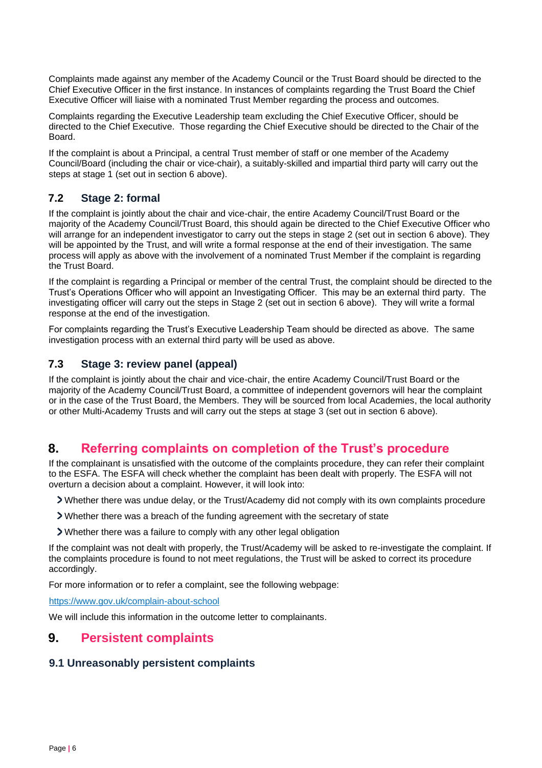Complaints made against any member of the Academy Council or the Trust Board should be directed to the Chief Executive Officer in the first instance. In instances of complaints regarding the Trust Board the Chief Executive Officer will liaise with a nominated Trust Member regarding the process and outcomes.

Complaints regarding the Executive Leadership team excluding the Chief Executive Officer, should be directed to the Chief Executive. Those regarding the Chief Executive should be directed to the Chair of the Board.

If the complaint is about a Principal, a central Trust member of staff or one member of the Academy Council/Board (including the chair or vice-chair), a suitably-skilled and impartial third party will carry out the steps at stage 1 (set out in section 6 above).

### 7.2 Stage 2: formal

If the complaint is jointly about the chair and vice-chair, the entire Academy Council/Trust Board or the majority of the Academy Council/Trust Board, this should again be directed to the Chief Executive Officer who will arrange for an independent investigator to carry out the steps in stage 2 (set out in section 6 above). They will be appointed by the Trust, and will write a formal response at the end of their investigation. The same process will apply as above with the involvement of a nominated Trust Member if the complaint is regarding the Trust Board.

If the complaint is regarding a Principal or member of the central Trust, the complaint should be directed to the Trust's Operations Officer who will appoint an Investigating Officer. This may be an external third party. The investigating officer will carry out the steps in Stage 2 (set out in section 6 above). They will write a formal response at the end of the investigation.

For complaints regarding the Trust's Executive Leadership Team should be directed as above. The same investigation process with an external third party will be used as above.

### 7.3 Stage 3: review panel (appeal)

If the complaint is jointly about the chair and vice-chair, the entire Academy Council/Trust Board or the majority of the Academy Council/Trust Board, a committee of independent governors will hear the complaint or in the case of the Trust Board, the Members. They will be sourced from local Academies, the local authority or other Multi-Academy Trusts and will carry out the steps at stage 3 (set out in section 6 above).

## 8. Referring complaints on completion of the Trust's procedure

If the complainant is unsatisfied with the outcome of the complaints procedure, they can refer their complaint to the ESFA. The ESFA will check whether the complaint has been dealt with properly. The ESFA will not overturn a decision about a complaint. However, it will look into:

- Whether there was undue delay, or the Trust/Academy did not comply with its own complaints procedure
- Whether there was a breach of the funding agreement with the secretary of state
- Whether there was a failure to comply with any other legal obligation

If the complaint was not dealt with properly, the Trust/Academy will be asked to re-investigate the complaint. If the complaints procedure is found to not meet regulations, the Trust will be asked to correct its procedure accordingly.

For more information or to refer a complaint, see the following webpage:

https://www.gov.uk/complain-about-school

We will include this information in the outcome letter to complainants.

## 9. Persistent complaints

### 9.1 Unreasonably persistent complaints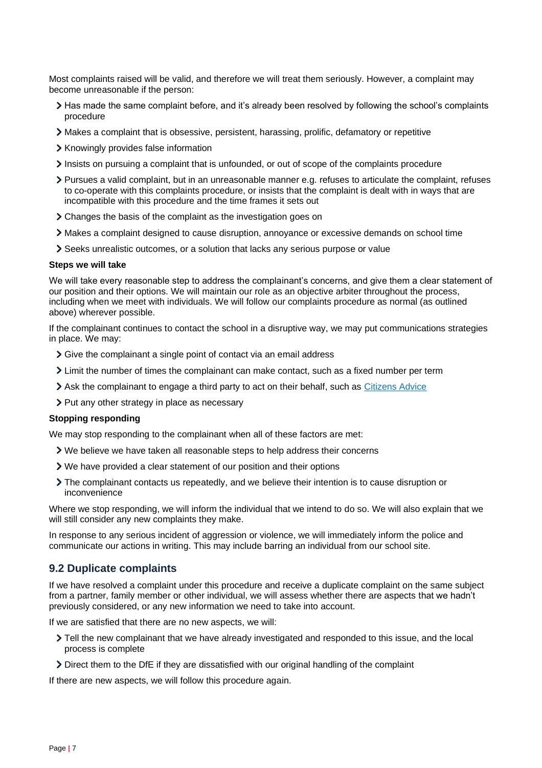Most complaints raised will be valid, and therefore we will treat them seriously. However, a complaint may become unreasonable if the person:

- Has made the same complaint before, and it's already been resolved by following the school's complaints procedure
- Makes a complaint that is obsessive, persistent, harassing, prolific, defamatory or repetitive
- Knowingly provides false information
- Insists on pursuing a complaint that is unfounded, or out of scope of the complaints procedure
- Pursues a valid complaint, but in an unreasonable manner e.g. refuses to articulate the complaint, refuses to co-operate with this complaints procedure, or insists that the complaint is dealt with in ways that are incompatible with this procedure and the time frames it sets out
- Changes the basis of the complaint as the investigation goes on
- Makes a complaint designed to cause disruption, annoyance or excessive demands on school time
- Seeks unrealistic outcomes, or a solution that lacks any serious purpose or value

**Steps we will take**

We will take every reasonable step to address the complainant's concerns, and give them a clear statement of our position and their options. We will maintain our role as an objective arbiter throughout the process, including when we meet with individuals. We will follow our complaints procedure as normal (as outlined above) wherever possible.

If the complainant continues to contact the school in a disruptive way, we may put communications strategies in place. We may:

- Give the complainant a single point of contact via an email address
- Limit the number of times the complainant can make contact, such as a fixed number per term
- Ask the complainant to engage a third party to act on their behalf, such as [Citizens Advice]
- Put any other strategy in place as necessary

**Stopping responding**

We may stop responding to the complainant when all of these factors are met:

- We believe we have taken all reasonable steps to help address their concerns
- We have provided a clear statement of our position and their options
- The complainant contacts us repeatedly, and we believe their intention is to cause disruption or inconvenience

Where we stop responding, we will inform the individual that we intend to do so. We will also explain that we will still consider any new complaints they make.

In response to any serious incident of aggression or violence, we will immediately inform the police and communicate our actions in writing. This may include barring an individual from our school site.

## 9.2 Duplicate complaints

If we have resolved a complaint under this procedure and receive a duplicate complaint on the same subject from a partner, family member or other individual, we will assess whether there are aspects that we hadn't previously considered, or any new information we need to take into account.

If we are satisfied that there are no new aspects, we will:

- Tell the new complainant that we have already investigated and responded to this issue, and the local process is complete
- Direct them to the DfE if they are dissatisfied with our original handling of the complaint

If there are new aspects, we will follow this procedure again.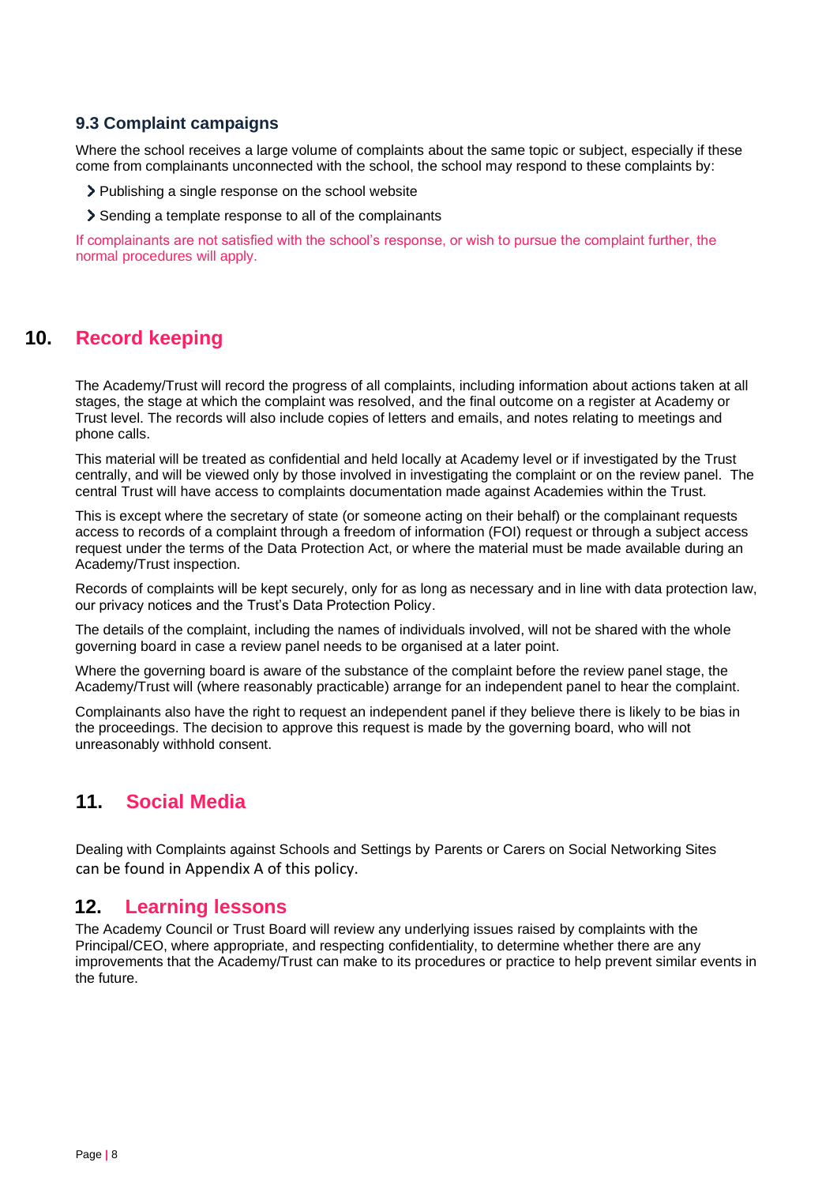### 9.3 Complaint campaigns

Where the school receives a large volume of complaints about the same topic or subject, especially if these come from complainants unconnected with the school, the school may respond to these complaints by:

- Publishing a single response on the school website
- Sending a template response to all of the complainants

If complainants are not satisfied with the school's response, or wish to pursue the complaint further, the normal procedures will apply.

## 10. Record keeping

The Academy/Trust will record the progress of all complaints, including information about actions taken at all stages, the stage at which the complaint was resolved, and the final outcome on a register at Academy or Trust level. The records will also include copies of letters and emails, and notes relating to meetings and phone calls.

This material will be treated as confidential and held locally at Academy level or if investigated by the Trust centrally, and will be viewed only by those involved in investigating the complaint or on the review panel. The central Trust will have access to complaints documentation made against Academies within the Trust.

This is except where the secretary of state (or someone acting on their behalf) or the complainant requests access to records of a complaint through a freedom of information (FOI) request or through a subject access request under the terms of the Data Protection Act, or where the material must be made available during an Academy/Trust inspection.

Records of complaints will be kept securely, only for as long as necessary and in line with data protection law, our privacy notices and the Trust's Data Protection Policy.

The details of the complaint, including the names of individuals involved, will not be shared with the whole governing board in case a review panel needs to be organised at a later point.

Where the governing board is aware of the substance of the complaint before the review panel stage, the Academy/Trust will (where reasonably practicable) arrange for an independent panel to hear the complaint.

Complainants also have the right to request an independent panel if they believe there is likely to be bias in the proceedings. The decision to approve this request is made by the governing board, who will not unreasonably withhold consent.

## 11. Social Media

Dealing with Complaints against Schools and Settings by Parents or Carers on Social Networking Sites can be found in Appendix A of this policy.

## 12. Learning lessons

The Academy Council or Trust Board will review any underlying issues raised by complaints with the Principal/CEO, where appropriate, and respecting confidentiality, to determine whether there are any improvements that the Academy/Trust can make to its procedures or practice to help prevent similar events in the future.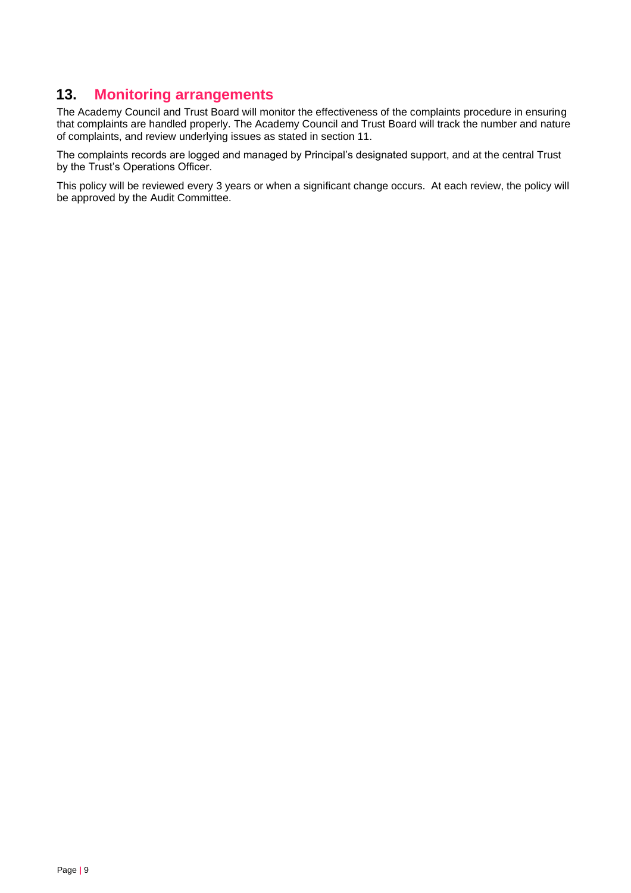## 13. Monitoring arrangements

The Academy Council and Trust Board will monitor the effectiveness of the complaints procedure in ensuring that complaints are handled properly. The Academy Council and Trust Board will track the number and nature of complaints, and review underlying issues as stated in section 11.

The complaints records are logged and managed by Principal's designated support, and at the central Trust by the Trust's Operations Officer.

This policy will be reviewed every 3 years or when a significant change occurs. At each review, the policy will be approved by the Audit Committee.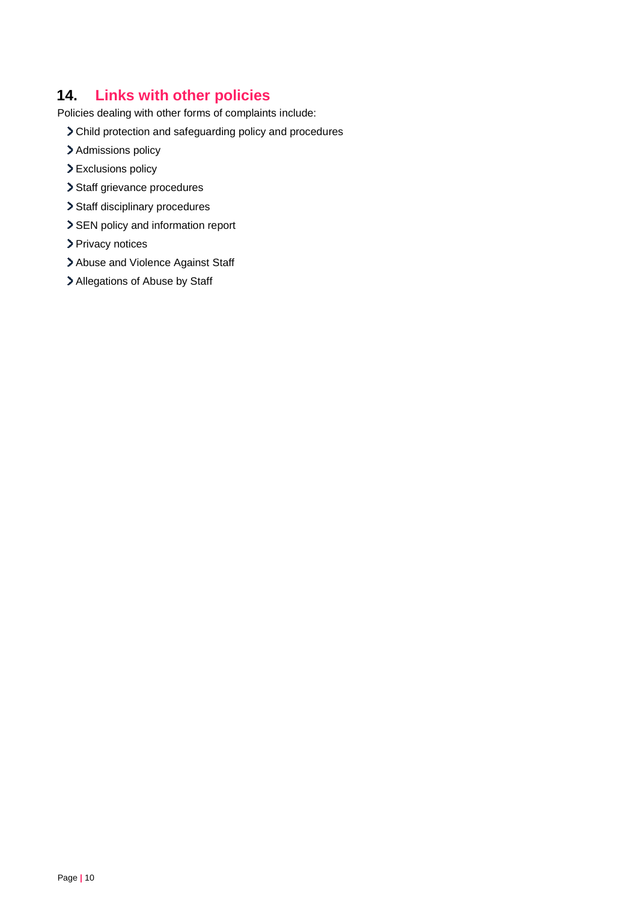## 14. Links with other policies

Policies dealing with other forms of complaints include:

- Child protection and safeguarding policy and procedures
- Admissions policy
- Exclusions policy
- Staff grievance procedures
- Staff disciplinary procedures
- SEN policy and information report
- Privacy notices
- Abuse and Violence Against Staff
- Allegations of Abuse by Staff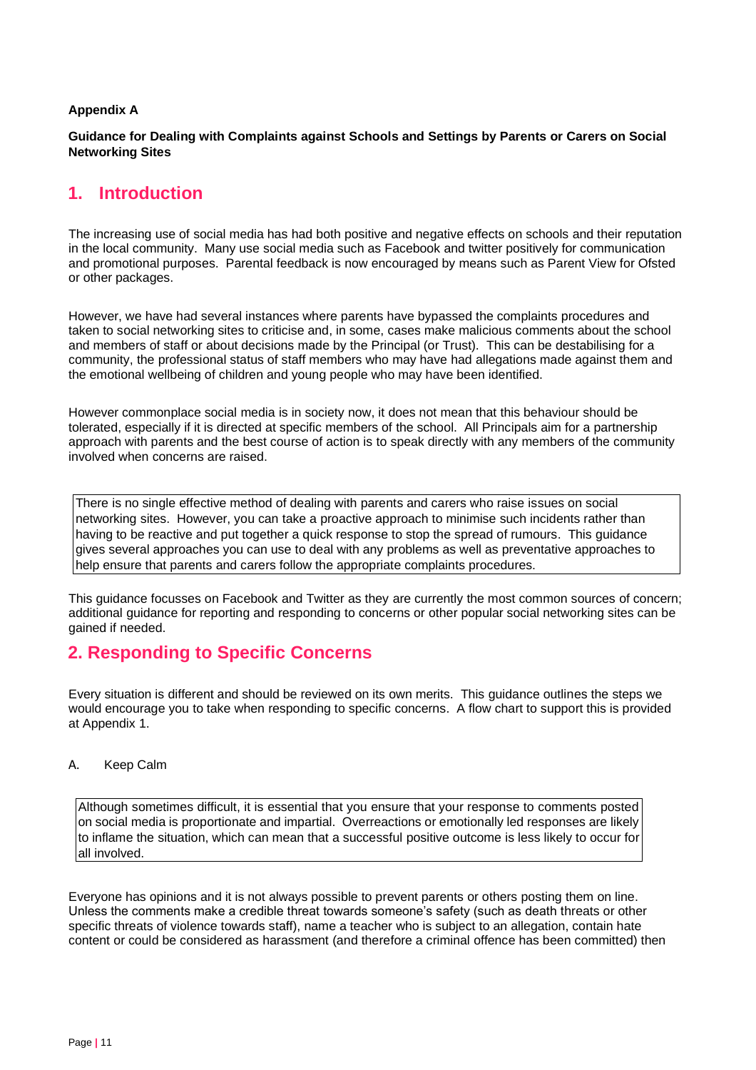**Appendix A**

**Guidance for Dealing with Complaints against Schools and Settings by Parents or Carers on Social Networking Sites**

## 1. Introduction

The increasing use of social media has had both positive and negative effects on schools and their reputation in the local community. Many use social media such as Facebook and twitter positively for communication and promotional purposes. Parental feedback is now encouraged by means such as Parent View for Ofsted or other packages.

However, we have had several instances where parents have bypassed the complaints procedures and taken to social networking sites to criticise and, in some, cases make malicious comments about the school and members of staff or about decisions made by the Principal (or Trust). This can be destabilising for a community, the professional status of staff members who may have had allegations made against them and the emotional wellbeing of children and young people who may have been identified.

However commonplace social media is in society now, it does not mean that this behaviour should be tolerated, especially if it is directed at specific members of the school. All Principals aim for a partnership approach with parents and the best course of action is to speak directly with any members of the community involved when concerns are raised.

> There is no single effective method of dealing with parents and carers who raise issues on social networking sites. However, you can take a proactive approach to minimise such incidents rather than having to be reactive and put together a quick response to stop the spread of rumours. This guidance gives several approaches you can use to deal with any problems as well as preventative approaches to help ensure that parents and carers follow the appropriate complaints procedures.

This guidance focusses on Facebook and Twitter as they are currently the most common sources of concern; additional guidance for reporting and responding to concerns or other popular social networking sites can be gained if needed.

## 2. Responding to Specific Concerns

Every situation is different and should be reviewed on its own merits. This guidance outlines the steps we would encourage you to take when responding to specific concerns. A flow chart to support this is provided at Appendix 1.

A. Keep Calm

> Although sometimes difficult, it is essential that you ensure that your response to comments posted on social media is proportionate and impartial. Overreactions or emotionally led responses are likely to inflame the situation, which can mean that a successful positive outcome is less likely to occur for all involved.

Everyone has opinions and it is not always possible to prevent parents or others posting them on line. Unless the comments make a credible threat towards someone's safety (such as death threats or other specific threats of violence towards staff), name a teacher who is subject to an allegation, contain hate content or could be considered as harassment (and therefore a criminal offence has been committed) then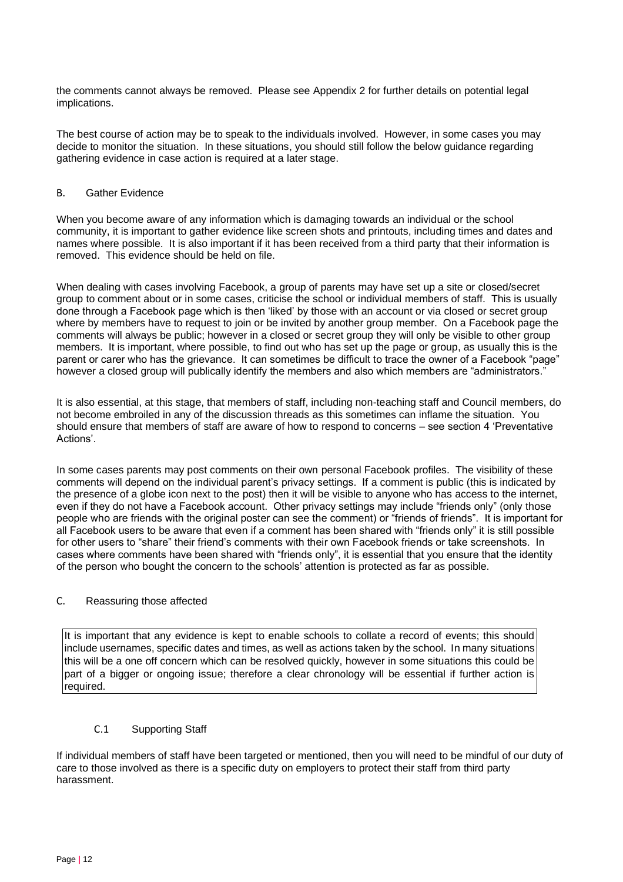the comments cannot always be removed. Please see Appendix 2 for further details on potential legal implications.

The best course of action may be to speak to the individuals involved. However, in some cases you may decide to monitor the situation. In these situations, you should still follow the below guidance regarding gathering evidence in case action is required at a later stage.

### B. Gather Evidence

When you become aware of any information which is damaging towards an individual or the school community, it is important to gather evidence like screen shots and printouts, including times and dates and names where possible. It is also important if it has been received from a third party that their information is removed. This evidence should be held on file.

When dealing with cases involving Facebook, a group of parents may have set up a site or closed/secret group to comment about or in some cases, criticise the school or individual members of staff. This is usually done through a Facebook page which is then 'liked' by those with an account or via closed or secret group where by members have to request to join or be invited by another group member. On a Facebook page the comments will always be public; however in a closed or secret group they will only be visible to other group members. It is important, where possible, to find out who has set up the page or group, as usually this is the parent or carer who has the grievance. It can sometimes be difficult to trace the owner of a Facebook "page" however a closed group will publically identify the members and also which members are "administrators."

It is also essential, at this stage, that members of staff, including non-teaching staff and Council members, do not become embroiled in any of the discussion threads as this sometimes can inflame the situation. You should ensure that members of staff are aware of how to respond to concerns – see section 4 'Preventative Actions'.

In some cases parents may post comments on their own personal Facebook profiles. The visibility of these comments will depend on the individual parent's privacy settings. If a comment is public (this is indicated by the presence of a globe icon next to the post) then it will be visible to anyone who has access to the internet, even if they do not have a Facebook account. Other privacy settings may include "friends only" (only those people who are friends with the original poster can see the comment) or "friends of friends". It is important for all Facebook users to be aware that even if a comment has been shared with "friends only" it is still possible for other users to "share" their friend's comments with their own Facebook friends or take screenshots. In cases where comments have been shared with "friends only", it is essential that you ensure that the identity of the person who bought the concern to the schools' attention is protected as far as possible.

### C. Reassuring those affected

It is important that any evidence is kept to enable schools to collate a record of events; this should include usernames, specific dates and times, as well as actions taken by the school. In many situations this will be a one off concern which can be resolved quickly, however in some situations this could be part of a bigger or ongoing issue; therefore a clear chronology will be essential if further action is required.

#### C.1 Supporting Staff

If individual members of staff have been targeted or mentioned, then you will need to be mindful of our duty of care to those involved as there is a specific duty on employers to protect their staff from third party harassment.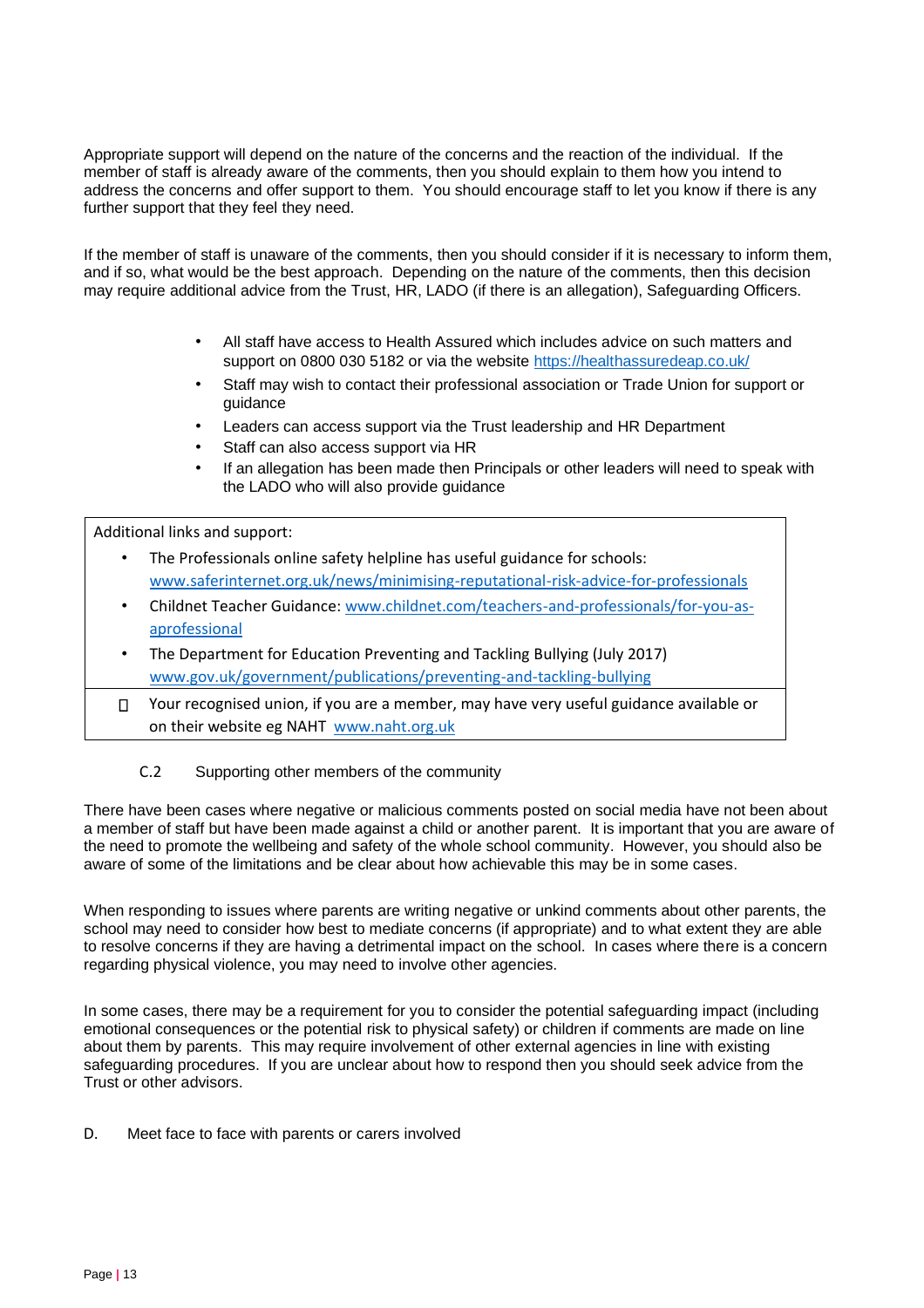Appropriate support will depend on the nature of the concerns and the reaction of the individual. If the member of staff is already aware of the comments, then you should explain to them how you intend to address the concerns and offer support to them. You should encourage staff to let you know if there is any further support that they feel they need.

If the member of staff is unaware of the comments, then you should consider if it is necessary to inform them, and if so, what would be the best approach. Depending on the nature of the comments, then this decision may require additional advice from the Trust, HR, LADO (if there is an allegation), Safeguarding Officers.

- All staff have access to Health Assured which includes advice on such matters and support on 0800 030 5182 or via the website https://healthassuredeap.co.uk/
- Staff may wish to contact their professional association or Trade Union for support or guidance
- Leaders can access support via the Trust leadership and HR Department
- Staff can also access support via HR
- If an allegation has been made then Principals or other leaders will need to speak with the LADO who will also provide guidance

| Additional links and support: |
|---|
| • The Professionals online safety helpline has useful guidance for schools: www.saferinternet.org.uk/news/minimising-reputational-risk-advice-for-professionals<br>• Childnet Teacher Guidance: www.childnet.com/teachers-and-professionals/for-you-as-aprofessional<br>• The Department for Education Preventing and Tackling Bullying (July 2017) www.gov.uk/government/publications/preventing-and-tackling-bullying |
| • Your recognised union, if you are a member, may have very useful guidance available or on their website eg NAHT www.naht.org.uk |

### C.2 Supporting other members of the community

There have been cases where negative or malicious comments posted on social media have not been about a member of staff but have been made against a child or another parent. It is important that you are aware of the need to promote the wellbeing and safety of the whole school community. However, you should also be aware of some of the limitations and be clear about how achievable this may be in some cases.

When responding to issues where parents are writing negative or unkind comments about other parents, the school may need to consider how best to mediate concerns (if appropriate) and to what extent they are able to resolve concerns if they are having a detrimental impact on the school. In cases where there is a concern regarding physical violence, you may need to involve other agencies.

In some cases, there may be a requirement for you to consider the potential safeguarding impact (including emotional consequences or the potential risk to physical safety) or children if comments are made on line about them by parents. This may require involvement of other external agencies in line with existing safeguarding procedures. If you are unclear about how to respond then you should seek advice from the Trust or other advisors.

## D. Meet face to face with parents or carers involved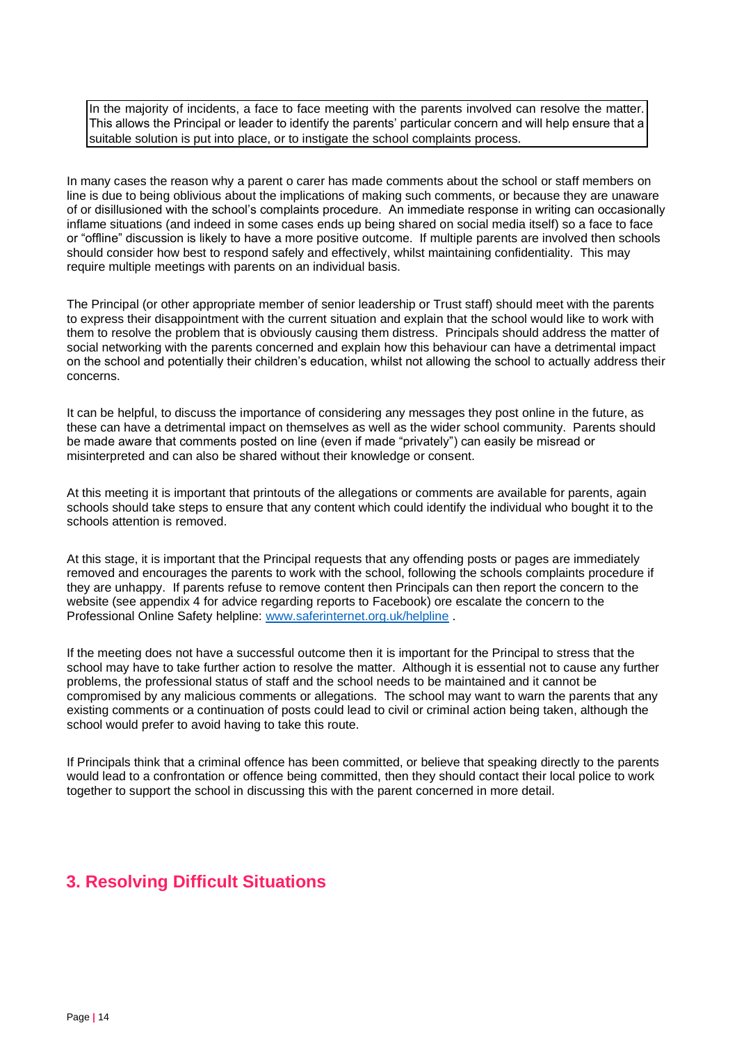In the majority of incidents, a face to face meeting with the parents involved can resolve the matter. This allows the Principal or leader to identify the parents' particular concern and will help ensure that a suitable solution is put into place, or to instigate the school complaints process.

In many cases the reason why a parent o carer has made comments about the school or staff members on line is due to being oblivious about the implications of making such comments, or because they are unaware of or disillusioned with the school's complaints procedure. An immediate response in writing can occasionally inflame situations (and indeed in some cases ends up being shared on social media itself) so a face to face or "offline" discussion is likely to have a more positive outcome. If multiple parents are involved then schools should consider how best to respond safely and effectively, whilst maintaining confidentiality. This may require multiple meetings with parents on an individual basis.

The Principal (or other appropriate member of senior leadership or Trust staff) should meet with the parents to express their disappointment with the current situation and explain that the school would like to work with them to resolve the problem that is obviously causing them distress. Principals should address the matter of social networking with the parents concerned and explain how this behaviour can have a detrimental impact on the school and potentially their children's education, whilst not allowing the school to actually address their concerns.

It can be helpful, to discuss the importance of considering any messages they post online in the future, as these can have a detrimental impact on themselves as well as the wider school community. Parents should be made aware that comments posted on line (even if made "privately") can easily be misread or misinterpreted and can also be shared without their knowledge or consent.

At this meeting it is important that printouts of the allegations or comments are available for parents, again schools should take steps to ensure that any content which could identify the individual who bought it to the schools attention is removed.

At this stage, it is important that the Principal requests that any offending posts or pages are immediately removed and encourages the parents to work with the school, following the schools complaints procedure if they are unhappy. If parents refuse to remove content then Principals can then report the concern to the website (see appendix 4 for advice regarding reports to Facebook) ore escalate the concern to the Professional Online Safety helpline: [www.saferinternet.org.uk/helpline](http://www.saferinternet.org.uk/helpline) .

If the meeting does not have a successful outcome then it is important for the Principal to stress that the school may have to take further action to resolve the matter. Although it is essential not to cause any further problems, the professional status of staff and the school needs to be maintained and it cannot be compromised by any malicious comments or allegations. The school may want to warn the parents that any existing comments or a continuation of posts could lead to civil or criminal action being taken, although the school would prefer to avoid having to take this route.

If Principals think that a criminal offence has been committed, or believe that speaking directly to the parents would lead to a confrontation or offence being committed, then they should contact their local police to work together to support the school in discussing this with the parent concerned in more detail.

## 3. Resolving Difficult Situations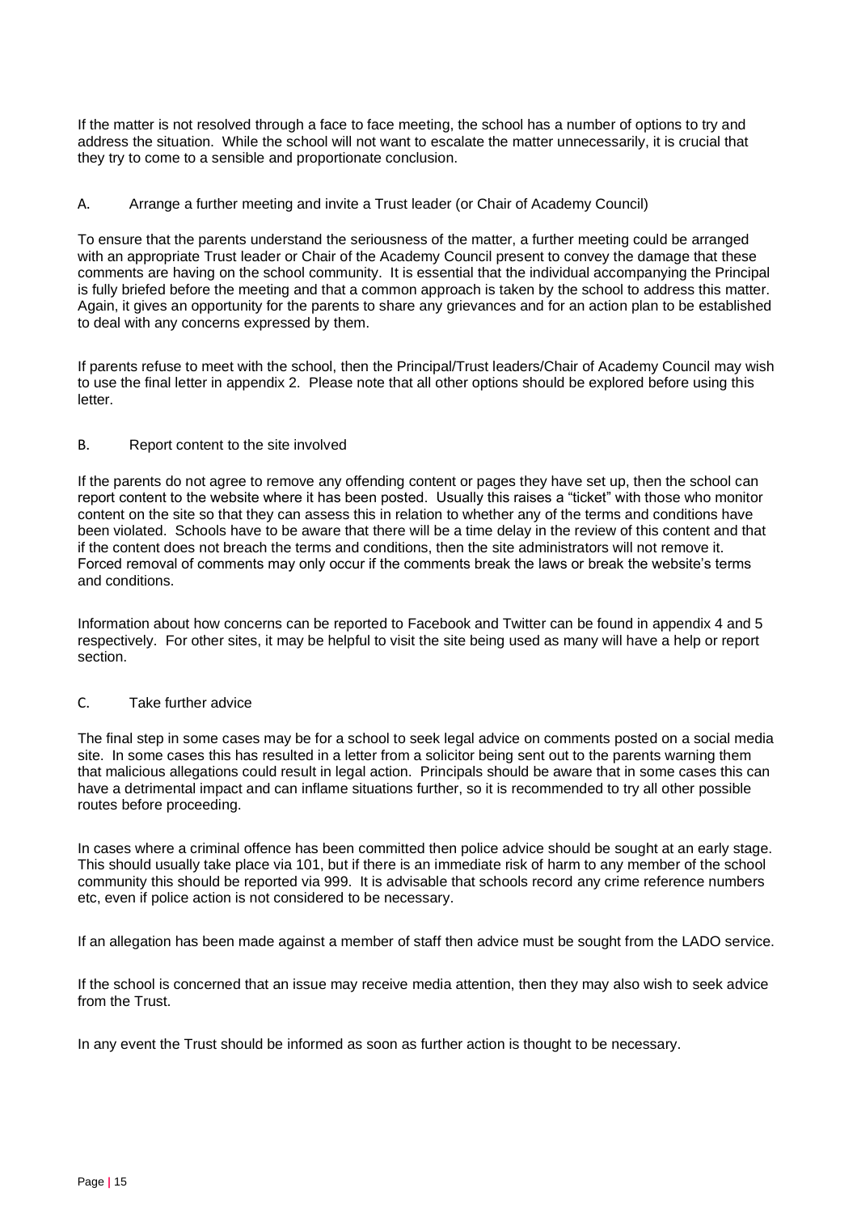If the matter is not resolved through a face to face meeting, the school has a number of options to try and address the situation. While the school will not want to escalate the matter unnecessarily, it is crucial that they try to come to a sensible and proportionate conclusion.

### A. Arrange a further meeting and invite a Trust leader (or Chair of Academy Council)

To ensure that the parents understand the seriousness of the matter, a further meeting could be arranged with an appropriate Trust leader or Chair of the Academy Council present to convey the damage that these comments are having on the school community. It is essential that the individual accompanying the Principal is fully briefed before the meeting and that a common approach is taken by the school to address this matter. Again, it gives an opportunity for the parents to share any grievances and for an action plan to be established to deal with any concerns expressed by them.

If parents refuse to meet with the school, then the Principal/Trust leaders/Chair of Academy Council may wish to use the final letter in appendix 2. Please note that all other options should be explored before using this letter.

### B. Report content to the site involved

If the parents do not agree to remove any offending content or pages they have set up, then the school can report content to the website where it has been posted. Usually this raises a "ticket" with those who monitor content on the site so that they can assess this in relation to whether any of the terms and conditions have been violated. Schools have to be aware that there will be a time delay in the review of this content and that if the content does not breach the terms and conditions, then the site administrators will not remove it. Forced removal of comments may only occur if the comments break the laws or break the website's terms and conditions.

Information about how concerns can be reported to Facebook and Twitter can be found in appendix 4 and 5 respectively. For other sites, it may be helpful to visit the site being used as many will have a help or report section.

### C. Take further advice

The final step in some cases may be for a school to seek legal advice on comments posted on a social media site. In some cases this has resulted in a letter from a solicitor being sent out to the parents warning them that malicious allegations could result in legal action. Principals should be aware that in some cases this can have a detrimental impact and can inflame situations further, so it is recommended to try all other possible routes before proceeding.

In cases where a criminal offence has been committed then police advice should be sought at an early stage. This should usually take place via 101, but if there is an immediate risk of harm to any member of the school community this should be reported via 999. It is advisable that schools record any crime reference numbers etc, even if police action is not considered to be necessary.

If an allegation has been made against a member of staff then advice must be sought from the LADO service.

If the school is concerned that an issue may receive media attention, then they may also wish to seek advice from the Trust.

In any event the Trust should be informed as soon as further action is thought to be necessary.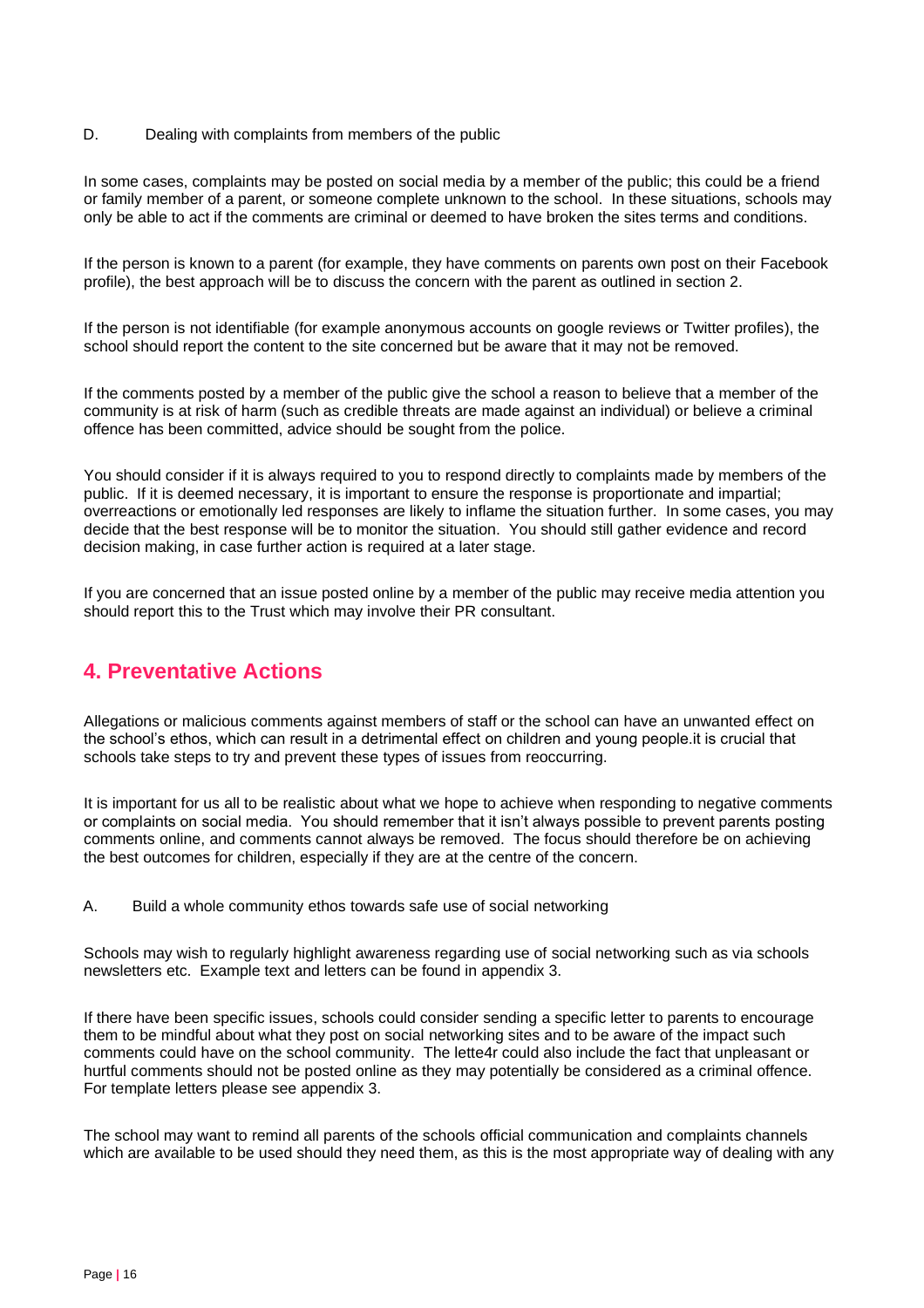D. Dealing with complaints from members of the public

In some cases, complaints may be posted on social media by a member of the public; this could be a friend or family member of a parent, or someone complete unknown to the school. In these situations, schools may only be able to act if the comments are criminal or deemed to have broken the sites terms and conditions.

If the person is known to a parent (for example, they have comments on parents own post on their Facebook profile), the best approach will be to discuss the concern with the parent as outlined in section 2.

If the person is not identifiable (for example anonymous accounts on google reviews or Twitter profiles), the school should report the content to the site concerned but be aware that it may not be removed.

If the comments posted by a member of the public give the school a reason to believe that a member of the community is at risk of harm (such as credible threats are made against an individual) or believe a criminal offence has been committed, advice should be sought from the police.

You should consider if it is always required to you to respond directly to complaints made by members of the public. If it is deemed necessary, it is important to ensure the response is proportionate and impartial; overreactions or emotionally led responses are likely to inflame the situation further. In some cases, you may decide that the best response will be to monitor the situation. You should still gather evidence and record decision making, in case further action is required at a later stage.

If you are concerned that an issue posted online by a member of the public may receive media attention you should report this to the Trust which may involve their PR consultant.

## 4. Preventative Actions

Allegations or malicious comments against members of staff or the school can have an unwanted effect on the school's ethos, which can result in a detrimental effect on children and young people.it is crucial that schools take steps to try and prevent these types of issues from reoccurring.

It is important for us all to be realistic about what we hope to achieve when responding to negative comments or complaints on social media. You should remember that it isn't always possible to prevent parents posting comments online, and comments cannot always be removed. The focus should therefore be on achieving the best outcomes for children, especially if they are at the centre of the concern.

A. Build a whole community ethos towards safe use of social networking

Schools may wish to regularly highlight awareness regarding use of social networking such as via schools newsletters etc. Example text and letters can be found in appendix 3.

If there have been specific issues, schools could consider sending a specific letter to parents to encourage them to be mindful about what they post on social networking sites and to be aware of the impact such comments could have on the school community. The lette4r could also include the fact that unpleasant or hurtful comments should not be posted online as they may potentially be considered as a criminal offence. For template letters please see appendix 3.

The school may want to remind all parents of the schools official communication and complaints channels which are available to be used should they need them, as this is the most appropriate way of dealing with any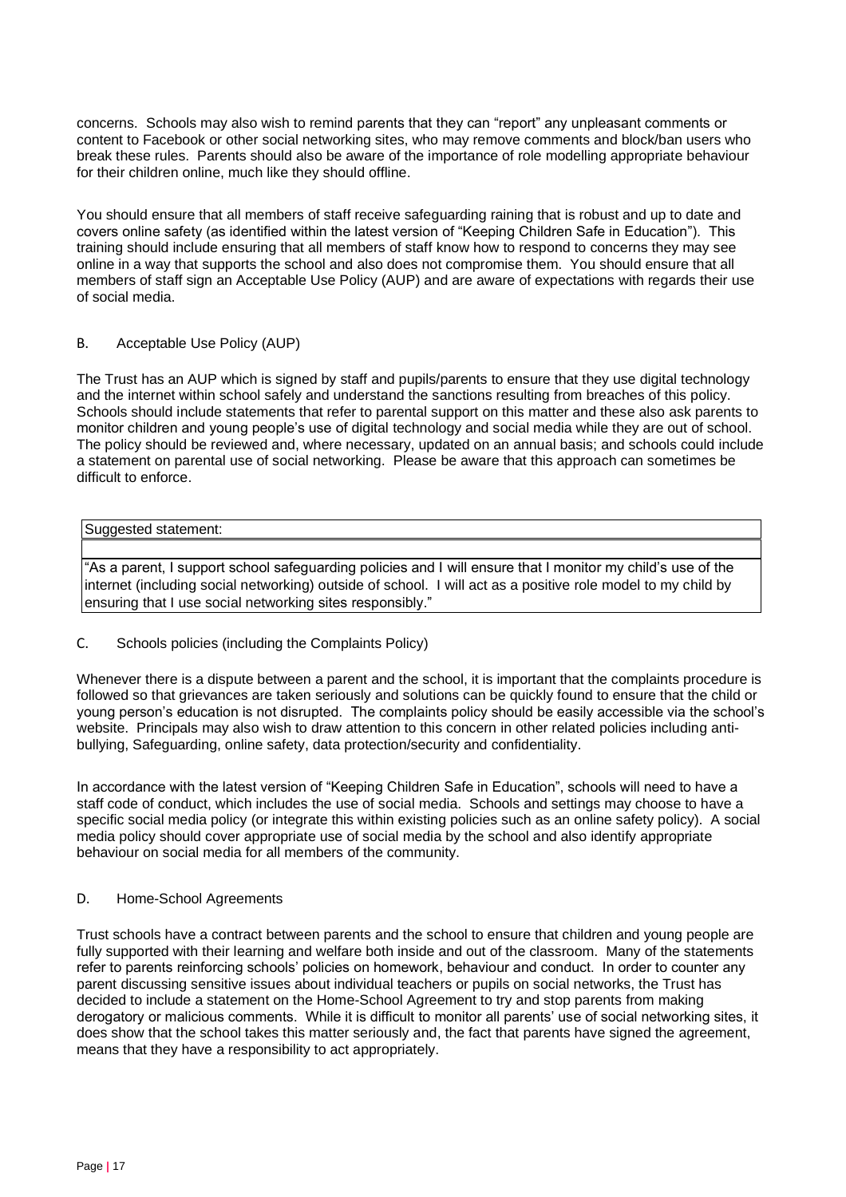concerns. Schools may also wish to remind parents that they can "report" any unpleasant comments or content to Facebook or other social networking sites, who may remove comments and block/ban users who break these rules. Parents should also be aware of the importance of role modelling appropriate behaviour for their children online, much like they should offline.

You should ensure that all members of staff receive safeguarding raining that is robust and up to date and covers online safety (as identified within the latest version of "Keeping Children Safe in Education"). This training should include ensuring that all members of staff know how to respond to concerns they may see online in a way that supports the school and also does not compromise them. You should ensure that all members of staff sign an Acceptable Use Policy (AUP) and are aware of expectations with regards their use of social media.

## B. Acceptable Use Policy (AUP)

The Trust has an AUP which is signed by staff and pupils/parents to ensure that they use digital technology and the internet within school safely and understand the sanctions resulting from breaches of this policy. Schools should include statements that refer to parental support on this matter and these also ask parents to monitor children and young people's use of digital technology and social media while they are out of school. The policy should be reviewed and, where necessary, updated on an annual basis; and schools could include a statement on parental use of social networking. Please be aware that this approach can sometimes be difficult to enforce.

| Suggested statement: |
| --- |
| "As a parent, I support school safeguarding policies and I will ensure that I monitor my child's use of the internet (including social networking) outside of school. I will act as a positive role model to my child by ensuring that I use social networking sites responsibly." |

## C. Schools policies (including the Complaints Policy)

Whenever there is a dispute between a parent and the school, it is important that the complaints procedure is followed so that grievances are taken seriously and solutions can be quickly found to ensure that the child or young person's education is not disrupted. The complaints policy should be easily accessible via the school's website. Principals may also wish to draw attention to this concern in other related policies including anti-bullying, Safeguarding, online safety, data protection/security and confidentiality.

In accordance with the latest version of "Keeping Children Safe in Education", schools will need to have a staff code of conduct, which includes the use of social media. Schools and settings may choose to have a specific social media policy (or integrate this within existing policies such as an online safety policy). A social media policy should cover appropriate use of social media by the school and also identify appropriate behaviour on social media for all members of the community.

## D. Home-School Agreements

Trust schools have a contract between parents and the school to ensure that children and young people are fully supported with their learning and welfare both inside and out of the classroom. Many of the statements refer to parents reinforcing schools' policies on homework, behaviour and conduct. In order to counter any parent discussing sensitive issues about individual teachers or pupils on social networks, the Trust has decided to include a statement on the Home-School Agreement to try and stop parents from making derogatory or malicious comments. While it is difficult to monitor all parents' use of social networking sites, it does show that the school takes this matter seriously and, the fact that parents have signed the agreement, means that they have a responsibility to act appropriately.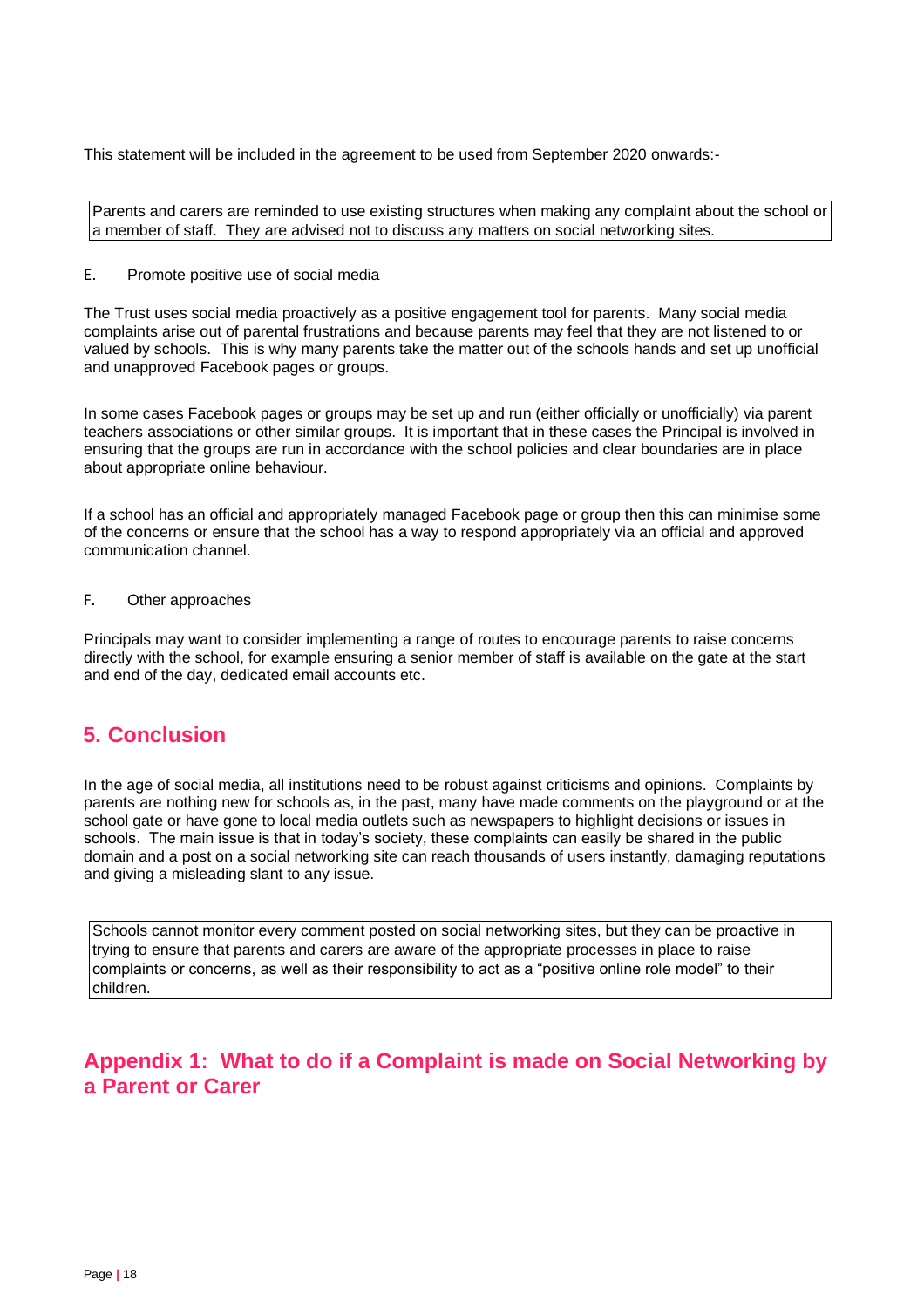This statement will be included in the agreement to be used from September 2020 onwards:-

> Parents and carers are reminded to use existing structures when making any complaint about the school or a member of staff. They are advised not to discuss any matters on social networking sites.

E. Promote positive use of social media

The Trust uses social media proactively as a positive engagement tool for parents. Many social media complaints arise out of parental frustrations and because parents may feel that they are not listened to or valued by schools. This is why many parents take the matter out of the schools hands and set up unofficial and unapproved Facebook pages or groups.

In some cases Facebook pages or groups may be set up and run (either officially or unofficially) via parent teachers associations or other similar groups. It is important that in these cases the Principal is involved in ensuring that the groups are run in accordance with the school policies and clear boundaries are in place about appropriate online behaviour.

If a school has an official and appropriately managed Facebook page or group then this can minimise some of the concerns or ensure that the school has a way to respond appropriately via an official and approved communication channel.

F. Other approaches

Principals may want to consider implementing a range of routes to encourage parents to raise concerns directly with the school, for example ensuring a senior member of staff is available on the gate at the start and end of the day, dedicated email accounts etc.

## 5. Conclusion

In the age of social media, all institutions need to be robust against criticisms and opinions. Complaints by parents are nothing new for schools as, in the past, many have made comments on the playground or at the school gate or have gone to local media outlets such as newspapers to highlight decisions or issues in schools. The main issue is that in today's society, these complaints can easily be shared in the public domain and a post on a social networking site can reach thousands of users instantly, damaging reputations and giving a misleading slant to any issue.

> Schools cannot monitor every comment posted on social networking sites, but they can be proactive in trying to ensure that parents and carers are aware of the appropriate processes in place to raise complaints or concerns, as well as their responsibility to act as a "positive online role model" to their children.

## Appendix 1: What to do if a Complaint is made on Social Networking by a Parent or Carer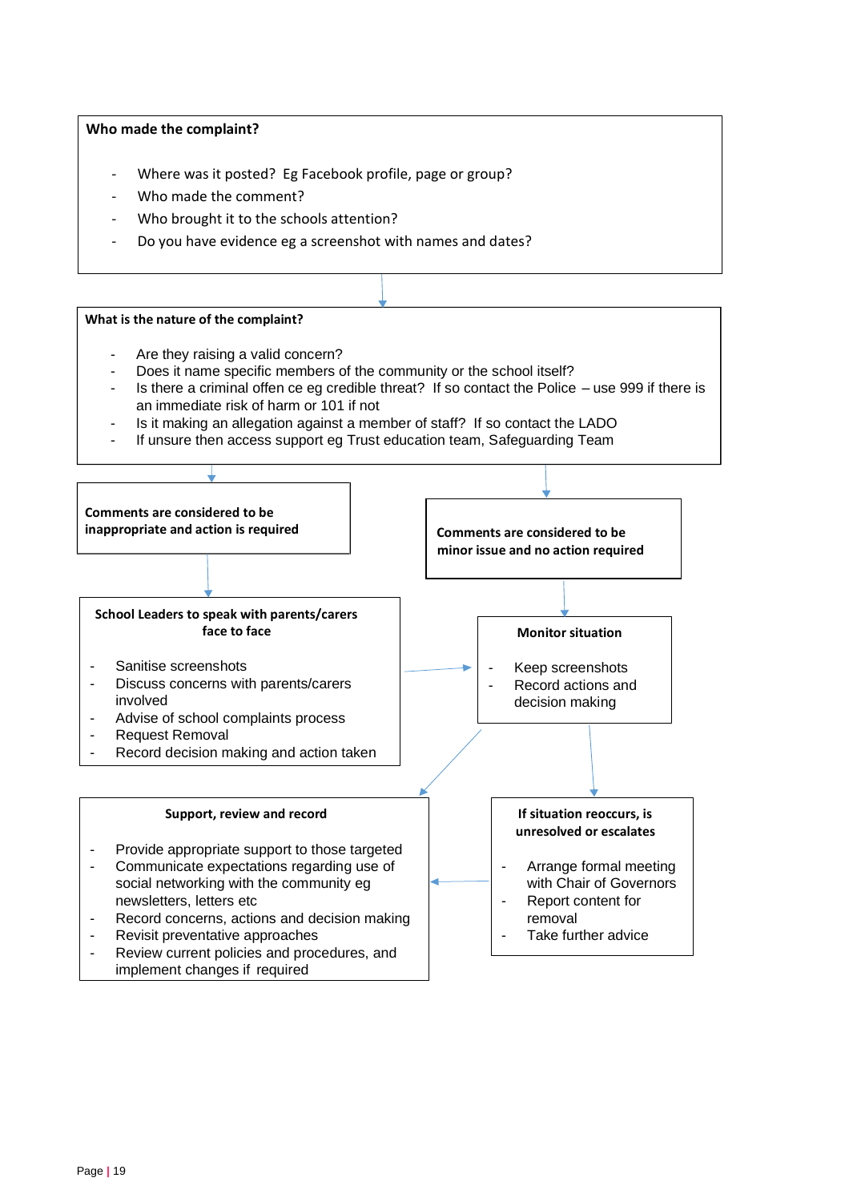**Who made the complaint?**

- Where was it posted? Eg Facebook profile, page or group?
- Who made the comment?
- Who brought it to the schools attention?
- Do you have evidence eg a screenshot with names and dates?

**What is the nature of the complaint?**

- Are they raising a valid concern?
- Does it name specific members of the community or the school itself?
- Is there a criminal offen ce eg credible threat? If so contact the Police – use 999 if there is an immediate risk of harm or 101 if not
- Is it making an allegation against a member of staff? If so contact the LADO
- If unsure then access support eg Trust education team, Safeguarding Team

**Comments are considered to be inappropriate and action is required**

**School Leaders to speak with parents/carers face to face**

- Sanitise screenshots
- Discuss concerns with parents/carers involved
- Advise of school complaints process
- Request Removal
- Record decision making and action taken

**Comments are considered to be minor issue and no action required**

**Monitor situation**

- Keep screenshots
- Record actions and decision making

**If situation reoccurs, is unresolved or escalates**

- Arrange formal meeting with Chair of Governors
- Report content for removal
- Take further advice

**Support, review and record**

- Provide appropriate support to those targeted
- Communicate expectations regarding use of social networking with the community eg newsletters, letters etc
- Record concerns, actions and decision making
- Revisit preventative approaches
- Review current policies and procedures, and implement changes if required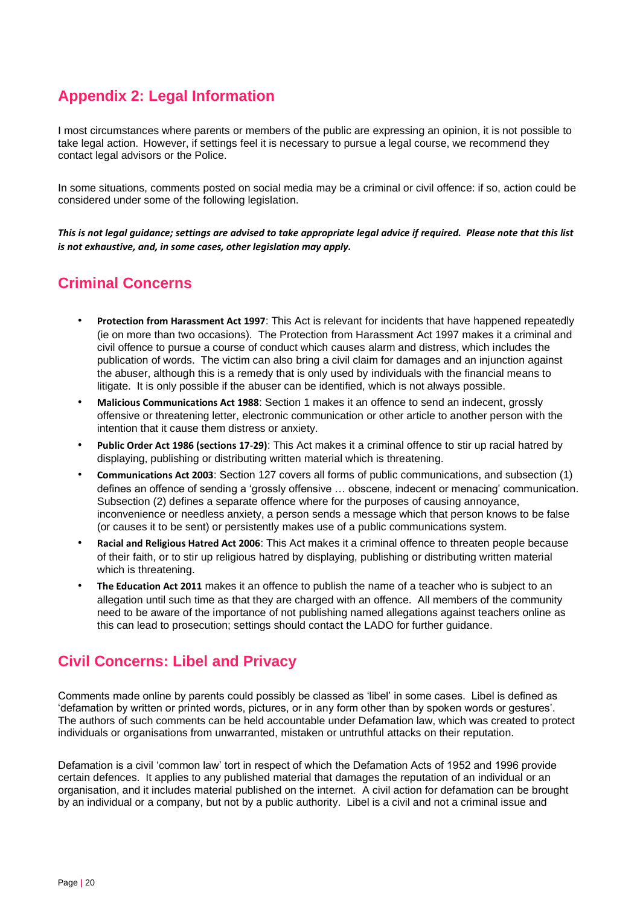## Appendix 2: Legal Information

I most circumstances where parents or members of the public are expressing an opinion, it is not possible to take legal action. However, if settings feel it is necessary to pursue a legal course, we recommend they contact legal advisors or the Police.

In some situations, comments posted on social media may be a criminal or civil offence: if so, action could be considered under some of the following legislation.

***This is not legal guidance; settings are advised to take appropriate legal advice if required. Please note that this list is not exhaustive, and, in some cases, other legislation may apply.***

## Criminal Concerns

- **Protection from Harassment Act 1997**: This Act is relevant for incidents that have happened repeatedly (ie on more than two occasions). The Protection from Harassment Act 1997 makes it a criminal and civil offence to pursue a course of conduct which causes alarm and distress, which includes the publication of words. The victim can also bring a civil claim for damages and an injunction against the abuser, although this is a remedy that is only used by individuals with the financial means to litigate. It is only possible if the abuser can be identified, which is not always possible.
- **Malicious Communications Act 1988**: Section 1 makes it an offence to send an indecent, grossly offensive or threatening letter, electronic communication or other article to another person with the intention that it cause them distress or anxiety.
- **Public Order Act 1986 (sections 17-29)**: This Act makes it a criminal offence to stir up racial hatred by displaying, publishing or distributing written material which is threatening.
- **Communications Act 2003**: Section 127 covers all forms of public communications, and subsection (1) defines an offence of sending a 'grossly offensive … obscene, indecent or menacing' communication. Subsection (2) defines a separate offence where for the purposes of causing annoyance, inconvenience or needless anxiety, a person sends a message which that person knows to be false (or causes it to be sent) or persistently makes use of a public communications system.
- **Racial and Religious Hatred Act 2006**: This Act makes it a criminal offence to threaten people because of their faith, or to stir up religious hatred by displaying, publishing or distributing written material which is threatening.
- **The Education Act 2011** makes it an offence to publish the name of a teacher who is subject to an allegation until such time as that they are charged with an offence. All members of the community need to be aware of the importance of not publishing named allegations against teachers online as this can lead to prosecution; settings should contact the LADO for further guidance.

## Civil Concerns: Libel and Privacy

Comments made online by parents could possibly be classed as 'libel' in some cases. Libel is defined as 'defamation by written or printed words, pictures, or in any form other than by spoken words or gestures'. The authors of such comments can be held accountable under Defamation law, which was created to protect individuals or organisations from unwarranted, mistaken or untruthful attacks on their reputation.

Defamation is a civil 'common law' tort in respect of which the Defamation Acts of 1952 and 1996 provide certain defences. It applies to any published material that damages the reputation of an individual or an organisation, and it includes material published on the internet. A civil action for defamation can be brought by an individual or a company, but not by a public authority. Libel is a civil and not a criminal issue and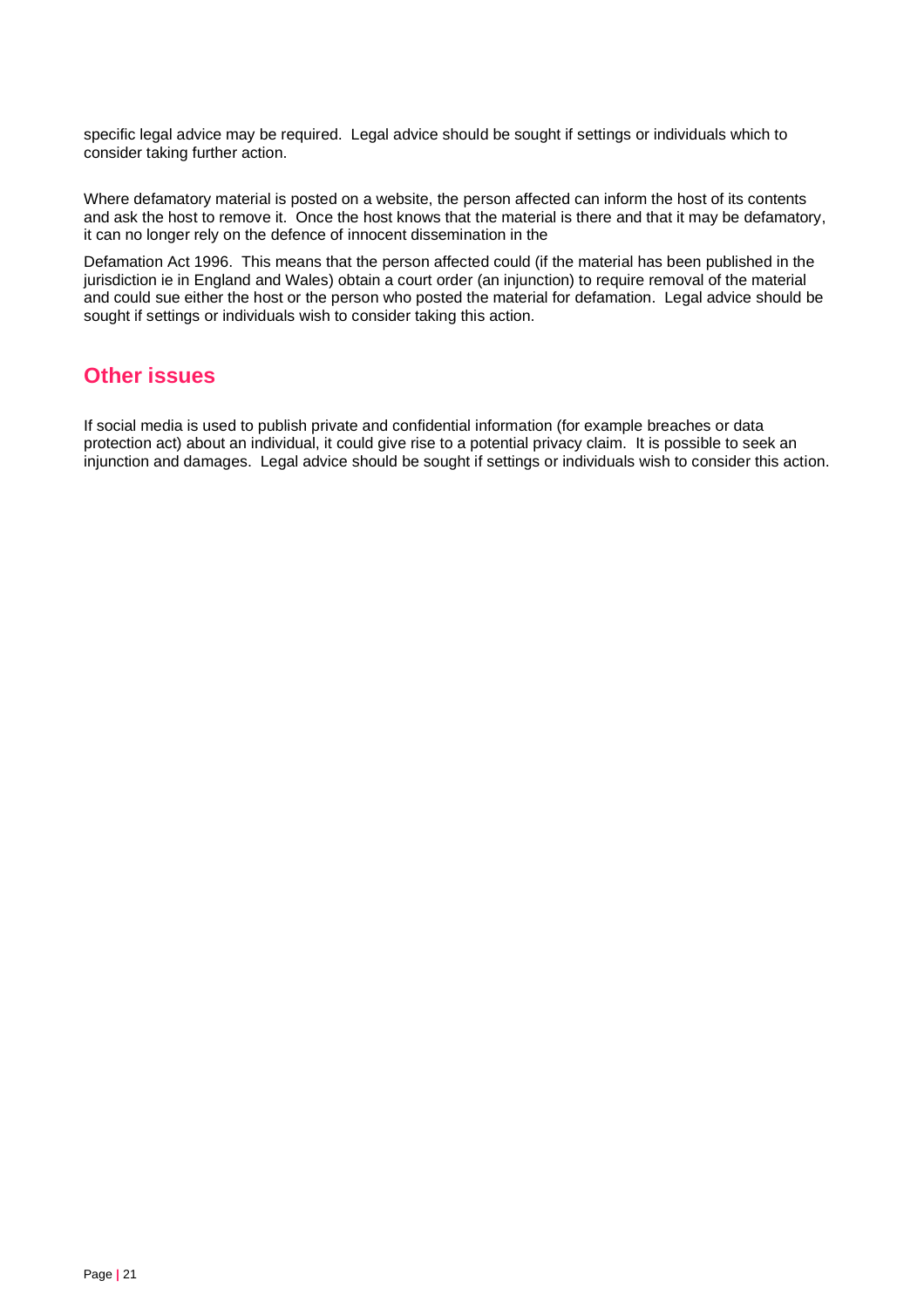specific legal advice may be required. Legal advice should be sought if settings or individuals which to consider taking further action.

Where defamatory material is posted on a website, the person affected can inform the host of its contents and ask the host to remove it. Once the host knows that the material is there and that it may be defamatory, it can no longer rely on the defence of innocent dissemination in the

Defamation Act 1996. This means that the person affected could (if the material has been published in the jurisdiction ie in England and Wales) obtain a court order (an injunction) to require removal of the material and could sue either the host or the person who posted the material for defamation. Legal advice should be sought if settings or individuals wish to consider taking this action.

## Other issues

If social media is used to publish private and confidential information (for example breaches or data protection act) about an individual, it could give rise to a potential privacy claim. It is possible to seek an injunction and damages. Legal advice should be sought if settings or individuals wish to consider this action.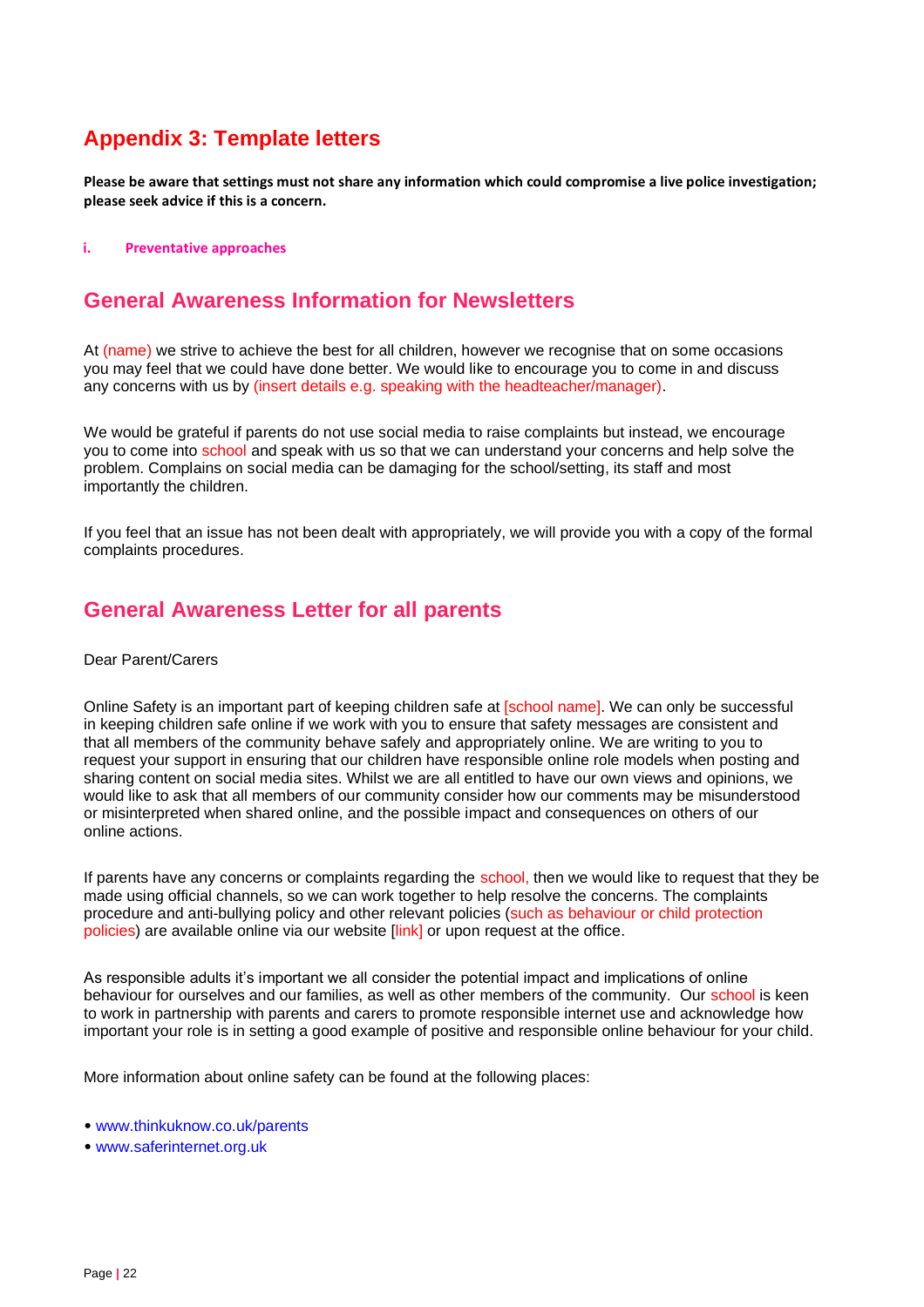## Appendix 3: Template letters

**Please be aware that settings must not share any information which could compromise a live police investigation; please seek advice if this is a concern.**

**i. Preventative approaches**

## General Awareness Information for Newsletters

At (name) we strive to achieve the best for all children, however we recognise that on some occasions you may feel that we could have done better. We would like to encourage you to come in and discuss any concerns with us by (insert details e.g. speaking with the headteacher/manager).

We would be grateful if parents do not use social media to raise complaints but instead, we encourage you to come into school and speak with us so that we can understand your concerns and help solve the problem. Complains on social media can be damaging for the school/setting, its staff and most importantly the children.

If you feel that an issue has not been dealt with appropriately, we will provide you with a copy of the formal complaints procedures.

## General Awareness Letter for all parents

Dear Parent/Carers

Online Safety is an important part of keeping children safe at [school name]. We can only be successful in keeping children safe online if we work with you to ensure that safety messages are consistent and that all members of the community behave safely and appropriately online. We are writing to you to request your support in ensuring that our children have responsible online role models when posting and sharing content on social media sites. Whilst we are all entitled to have our own views and opinions, we would like to ask that all members of our community consider how our comments may be misunderstood or misinterpreted when shared online, and the possible impact and consequences on others of our online actions.

If parents have any concerns or complaints regarding the school, then we would like to request that they be made using official channels, so we can work together to help resolve the concerns. The complaints procedure and anti-bullying policy and other relevant policies (such as behaviour or child protection policies) are available online via our website [link] or upon request at the office.

As responsible adults it's important we all consider the potential impact and implications of online behaviour for ourselves and our families, as well as other members of the community. Our school is keen to work in partnership with parents and carers to promote responsible internet use and acknowledge how important your role is in setting a good example of positive and responsible online behaviour for your child.

More information about online safety can be found at the following places:

- www.thinkuknow.co.uk/parents
- www.saferinternet.org.uk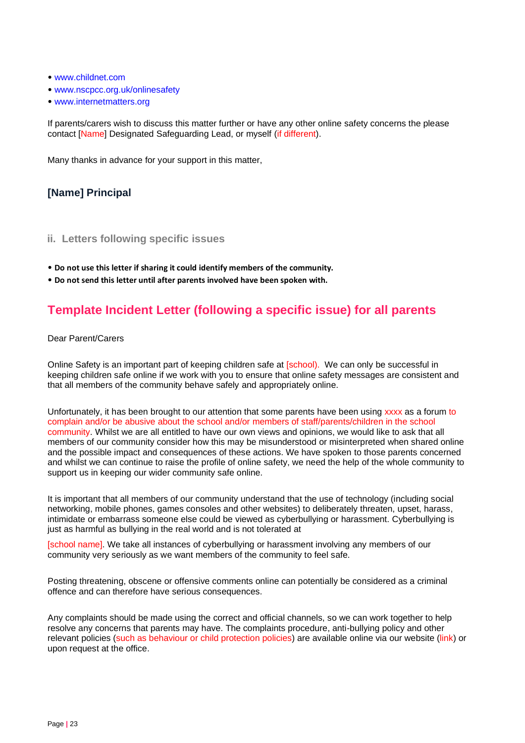- www.childnet.com
- www.nscpcc.org.uk/onlinesafety
- www.internetmatters.org

If parents/carers wish to discuss this matter further or have any other online safety concerns the please contact [Name] Designated Safeguarding Lead, or myself (if different).

Many thanks in advance for your support in this matter,

**[Name] Principal**

### ii. Letters following specific issues

- **Do not use this letter if sharing it could identify members of the community.**
- **Do not send this letter until after parents involved have been spoken with.**

## Template Incident Letter (following a specific issue) for all parents

Dear Parent/Carers

Online Safety is an important part of keeping children safe at [school]. We can only be successful in keeping children safe online if we work with you to ensure that online safety messages are consistent and that all members of the community behave safely and appropriately online.

Unfortunately, it has been brought to our attention that some parents have been using xxxx as a forum to complain and/or be abusive about the school and/or members of staff/parents/children in the school community. Whilst we are all entitled to have our own views and opinions, we would like to ask that all members of our community consider how this may be misunderstood or misinterpreted when shared online and the possible impact and consequences of these actions. We have spoken to those parents concerned and whilst we can continue to raise the profile of online safety, we need the help of the whole community to support us in keeping our wider community safe online.

It is important that all members of our community understand that the use of technology (including social networking, mobile phones, games consoles and other websites) to deliberately threaten, upset, harass, intimidate or embarrass someone else could be viewed as cyberbullying or harassment. Cyberbullying is just as harmful as bullying in the real world and is not tolerated at

[school name]. We take all instances of cyberbullying or harassment involving any members of our community very seriously as we want members of the community to feel safe.

Posting threatening, obscene or offensive comments online can potentially be considered as a criminal offence and can therefore have serious consequences.

Any complaints should be made using the correct and official channels, so we can work together to help resolve any concerns that parents may have. The complaints procedure, anti-bullying policy and other relevant policies (such as behaviour or child protection policies) are available online via our website (link) or upon request at the office.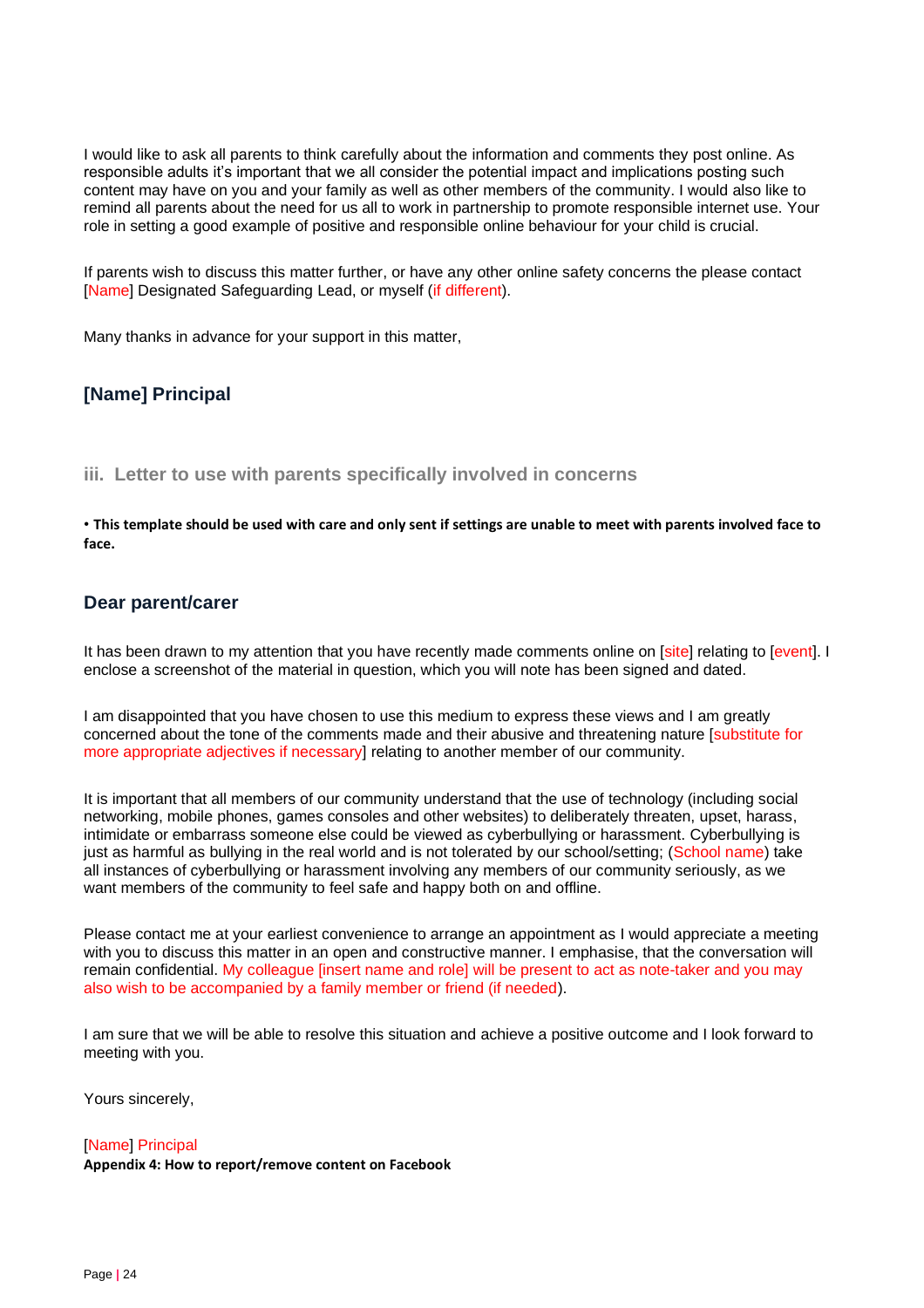I would like to ask all parents to think carefully about the information and comments they post online. As responsible adults it's important that we all consider the potential impact and implications posting such content may have on you and your family as well as other members of the community. I would also like to remind all parents about the need for us all to work in partnership to promote responsible internet use. Your role in setting a good example of positive and responsible online behaviour for your child is crucial.

If parents wish to discuss this matter further, or have any other online safety concerns the please contact [Name] Designated Safeguarding Lead, or myself (if different).

Many thanks in advance for your support in this matter,

### [Name] Principal

### iii. Letter to use with parents specifically involved in concerns

- **This template should be used with care and only sent if settings are unable to meet with parents involved face to face.**

### Dear parent/carer

It has been drawn to my attention that you have recently made comments online on [site] relating to [event]. I enclose a screenshot of the material in question, which you will note has been signed and dated.

I am disappointed that you have chosen to use this medium to express these views and I am greatly concerned about the tone of the comments made and their abusive and threatening nature [substitute for more appropriate adjectives if necessary] relating to another member of our community.

It is important that all members of our community understand that the use of technology (including social networking, mobile phones, games consoles and other websites) to deliberately threaten, upset, harass, intimidate or embarrass someone else could be viewed as cyberbullying or harassment. Cyberbullying is just as harmful as bullying in the real world and is not tolerated by our school/setting; (School name) take all instances of cyberbullying or harassment involving any members of our community seriously, as we want members of the community to feel safe and happy both on and offline.

Please contact me at your earliest convenience to arrange an appointment as I would appreciate a meeting with you to discuss this matter in an open and constructive manner. I emphasise, that the conversation will remain confidential. My colleague [insert name and role] will be present to act as note-taker and you may also wish to be accompanied by a family member or friend (if needed).

I am sure that we will be able to resolve this situation and achieve a positive outcome and I look forward to meeting with you.

Yours sincerely,

[Name] Principal

**Appendix 4: How to report/remove content on Facebook**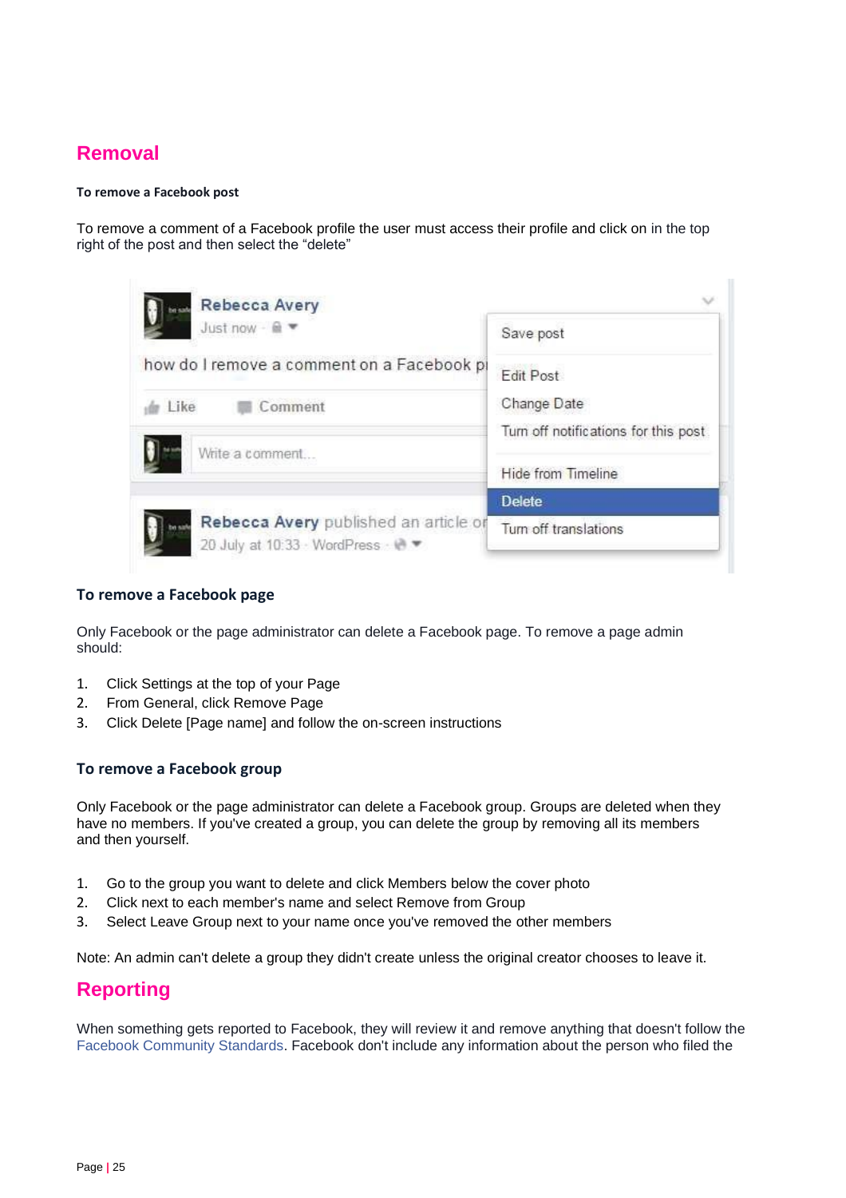## Removal

**To remove a Facebook post**

To remove a comment of a Facebook profile the user must access their profile and click on in the top right of the post and then select the "delete"

### To remove a Facebook page

Only Facebook or the page administrator can delete a Facebook page. To remove a page admin should:

1. Click Settings at the top of your Page
2. From General, click Remove Page
3. Click Delete [Page name] and follow the on-screen instructions

### To remove a Facebook group

Only Facebook or the page administrator can delete a Facebook group. Groups are deleted when they have no members. If you've created a group, you can delete the group by removing all its members and then yourself.

1. Go to the group you want to delete and click Members below the cover photo
2. Click next to each member's name and select Remove from Group
3. Select Leave Group next to your name once you've removed the other members

Note: An admin can't delete a group they didn't create unless the original creator chooses to leave it.

## Reporting

When something gets reported to Facebook, they will review it and remove anything that doesn't follow the Facebook Community Standards. Facebook don't include any information about the person who filed the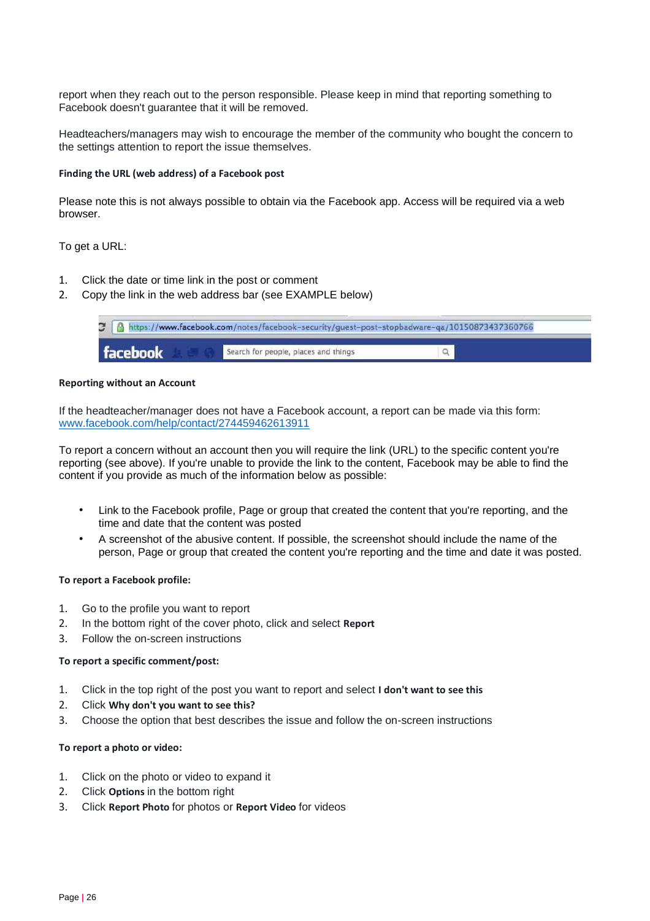report when they reach out to the person responsible. Please keep in mind that reporting something to Facebook doesn't guarantee that it will be removed.

Headteachers/managers may wish to encourage the member of the community who bought the concern to the settings attention to report the issue themselves.

**Finding the URL (web address) of a Facebook post**

Please note this is not always possible to obtain via the Facebook app. Access will be required via a web browser.

To get a URL:

1. Click the date or time link in the post or comment
2. Copy the link in the web address bar (see EXAMPLE below)

https://www.facebook.com/notes/facebook-security/guest-post-stopbadware-qa/10150873437360766

**Reporting without an Account**

If the headteacher/manager does not have a Facebook account, a report can be made via this form: www.facebook.com/help/contact/274459462613911

To report a concern without an account then you will require the link (URL) to the specific content you're reporting (see above). If you're unable to provide the link to the content, Facebook may be able to find the content if you provide as much of the information below as possible:

- Link to the Facebook profile, Page or group that created the content that you're reporting, and the time and date that the content was posted
- A screenshot of the abusive content. If possible, the screenshot should include the name of the person, Page or group that created the content you're reporting and the time and date it was posted.

**To report a Facebook profile:**

1. Go to the profile you want to report
2. In the bottom right of the cover photo, click and select **Report**
3. Follow the on-screen instructions

**To report a specific comment/post:**

1. Click in the top right of the post you want to report and select **I don't want to see this**
2. Click **Why don't you want to see this?**
3. Choose the option that best describes the issue and follow the on-screen instructions

**To report a photo or video:**

1. Click on the photo or video to expand it
2. Click **Options** in the bottom right
3. Click **Report Photo** for photos or **Report Video** for videos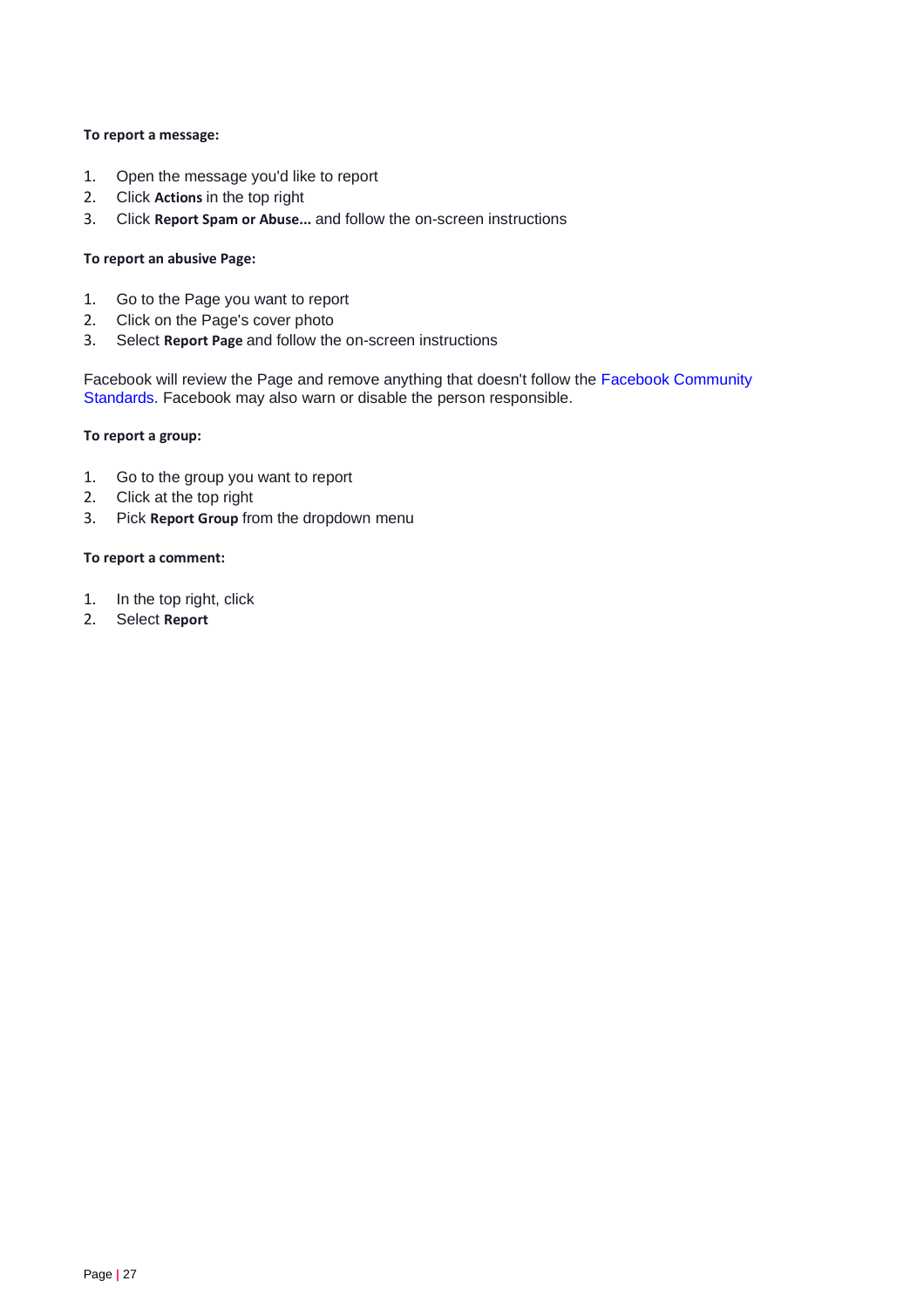**To report a message:**

1. Open the message you'd like to report
2. Click **Actions** in the top right
3. Click **Report Spam or Abuse...** and follow the on-screen instructions

**To report an abusive Page:**

1. Go to the Page you want to report
2. Click on the Page's cover photo
3. Select **Report Page** and follow the on-screen instructions

Facebook will review the Page and remove anything that doesn't follow the Facebook Community Standards. Facebook may also warn or disable the person responsible.

**To report a group:**

1. Go to the group you want to report
2. Click at the top right
3. Pick **Report Group** from the dropdown menu

**To report a comment:**

1. In the top right, click
2. Select **Report**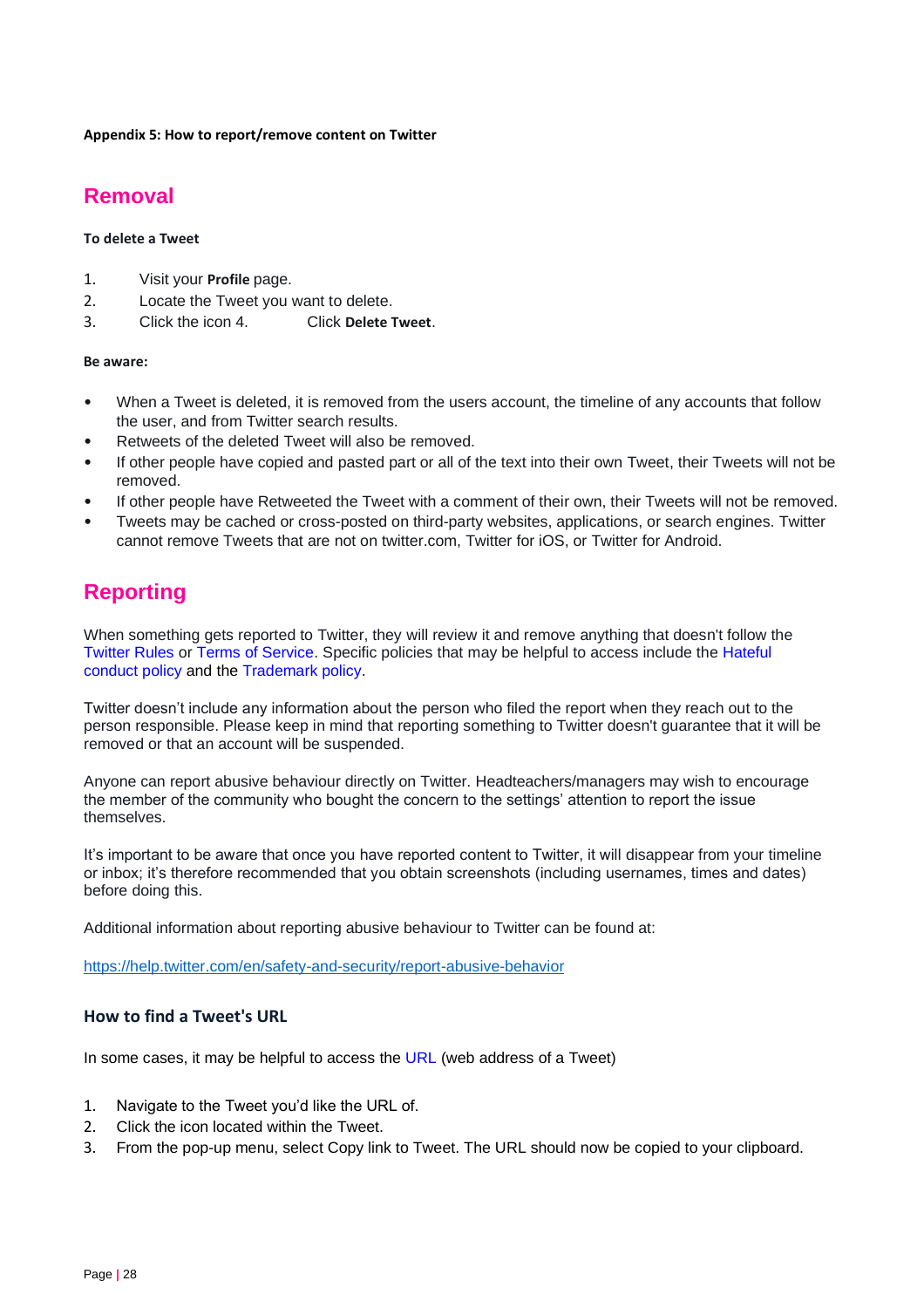**Appendix 5: How to report/remove content on Twitter**

## Removal

**To delete a Tweet**

1. Visit your **Profile** page.
2. Locate the Tweet you want to delete.
3. Click the icon 4. Click **Delete Tweet**.

**Be aware:**

- When a Tweet is deleted, it is removed from the users account, the timeline of any accounts that follow the user, and from Twitter search results.
- Retweets of the deleted Tweet will also be removed.
- If other people have copied and pasted part or all of the text into their own Tweet, their Tweets will not be removed.
- If other people have Retweeted the Tweet with a comment of their own, their Tweets will not be removed.
- Tweets may be cached or cross-posted on third-party websites, applications, or search engines. Twitter cannot remove Tweets that are not on twitter.com, Twitter for iOS, or Twitter for Android.

## Reporting

When something gets reported to Twitter, they will review it and remove anything that doesn't follow the Twitter Rules or Terms of Service. Specific policies that may be helpful to access include the Hateful conduct policy and the Trademark policy.

Twitter doesn't include any information about the person who filed the report when they reach out to the person responsible. Please keep in mind that reporting something to Twitter doesn't guarantee that it will be removed or that an account will be suspended.

Anyone can report abusive behaviour directly on Twitter. Headteachers/managers may wish to encourage the member of the community who bought the concern to the settings' attention to report the issue themselves.

It's important to be aware that once you have reported content to Twitter, it will disappear from your timeline or inbox; it's therefore recommended that you obtain screenshots (including usernames, times and dates) before doing this.

Additional information about reporting abusive behaviour to Twitter can be found at:

https://help.twitter.com/en/safety-and-security/report-abusive-behavior

### How to find a Tweet's URL

In some cases, it may be helpful to access the URL (web address of a Tweet)

1. Navigate to the Tweet you'd like the URL of.
2. Click the icon located within the Tweet.
3. From the pop-up menu, select Copy link to Tweet. The URL should now be copied to your clipboard.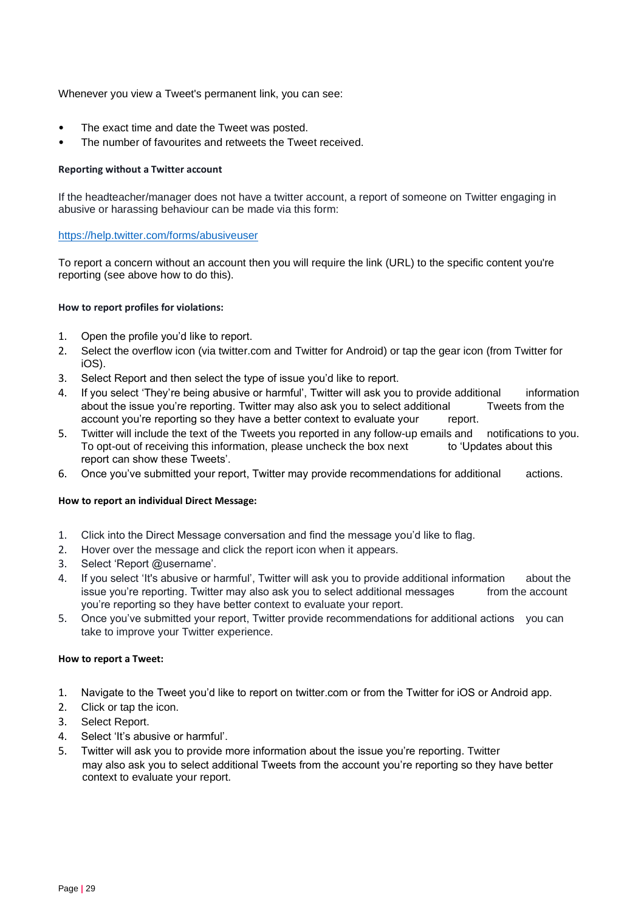Whenever you view a Tweet's permanent link, you can see:

- The exact time and date the Tweet was posted.
- The number of favourites and retweets the Tweet received.

**Reporting without a Twitter account**

If the headteacher/manager does not have a twitter account, a report of someone on Twitter engaging in abusive or harassing behaviour can be made via this form:

https://help.twitter.com/forms/abusiveuser

To report a concern without an account then you will require the link (URL) to the specific content you're reporting (see above how to do this).

**How to report profiles for violations:**

1. Open the profile you'd like to report.
2. Select the overflow icon (via twitter.com and Twitter for Android) or tap the gear icon (from Twitter for iOS).
3. Select Report and then select the type of issue you'd like to report.
4. If you select 'They're being abusive or harmful', Twitter will ask you to provide additional information about the issue you're reporting. Twitter may also ask you to select additional Tweets from the account you're reporting so they have a better context to evaluate your report.
5. Twitter will include the text of the Tweets you reported in any follow-up emails and notifications to you. To opt-out of receiving this information, please uncheck the box next to 'Updates about this report can show these Tweets'.
6. Once you've submitted your report, Twitter may provide recommendations for additional actions.

**How to report an individual Direct Message:**

1. Click into the Direct Message conversation and find the message you'd like to flag.
2. Hover over the message and click the report icon when it appears.
3. Select 'Report @username'.
4. If you select 'It's abusive or harmful', Twitter will ask you to provide additional information about the issue you're reporting. Twitter may also ask you to select additional messages from the account you're reporting so they have better context to evaluate your report.
5. Once you've submitted your report, Twitter provide recommendations for additional actions you can take to improve your Twitter experience.

**How to report a Tweet:**

1. Navigate to the Tweet you'd like to report on twitter.com or from the Twitter for iOS or Android app.
2. Click or tap the icon.
3. Select Report.
4. Select 'It's abusive or harmful'.
5. Twitter will ask you to provide more information about the issue you're reporting. Twitter may also ask you to select additional Tweets from the account you're reporting so they have better context to evaluate your report.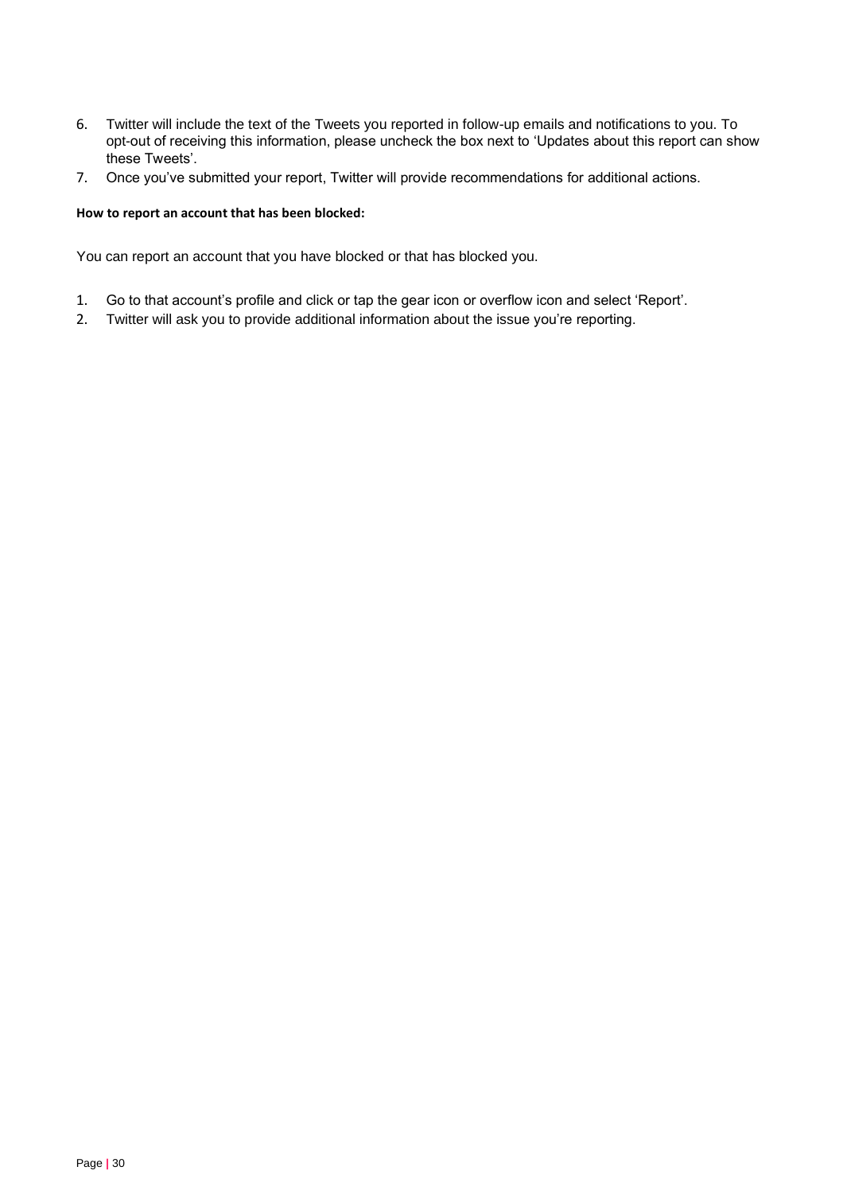6. Twitter will include the text of the Tweets you reported in follow-up emails and notifications to you. To opt-out of receiving this information, please uncheck the box next to 'Updates about this report can show these Tweets'.
7. Once you've submitted your report, Twitter will provide recommendations for additional actions.

**How to report an account that has been blocked:**

You can report an account that you have blocked or that has blocked you.

1. Go to that account's profile and click or tap the gear icon or overflow icon and select 'Report'.
2. Twitter will ask you to provide additional information about the issue you're reporting.